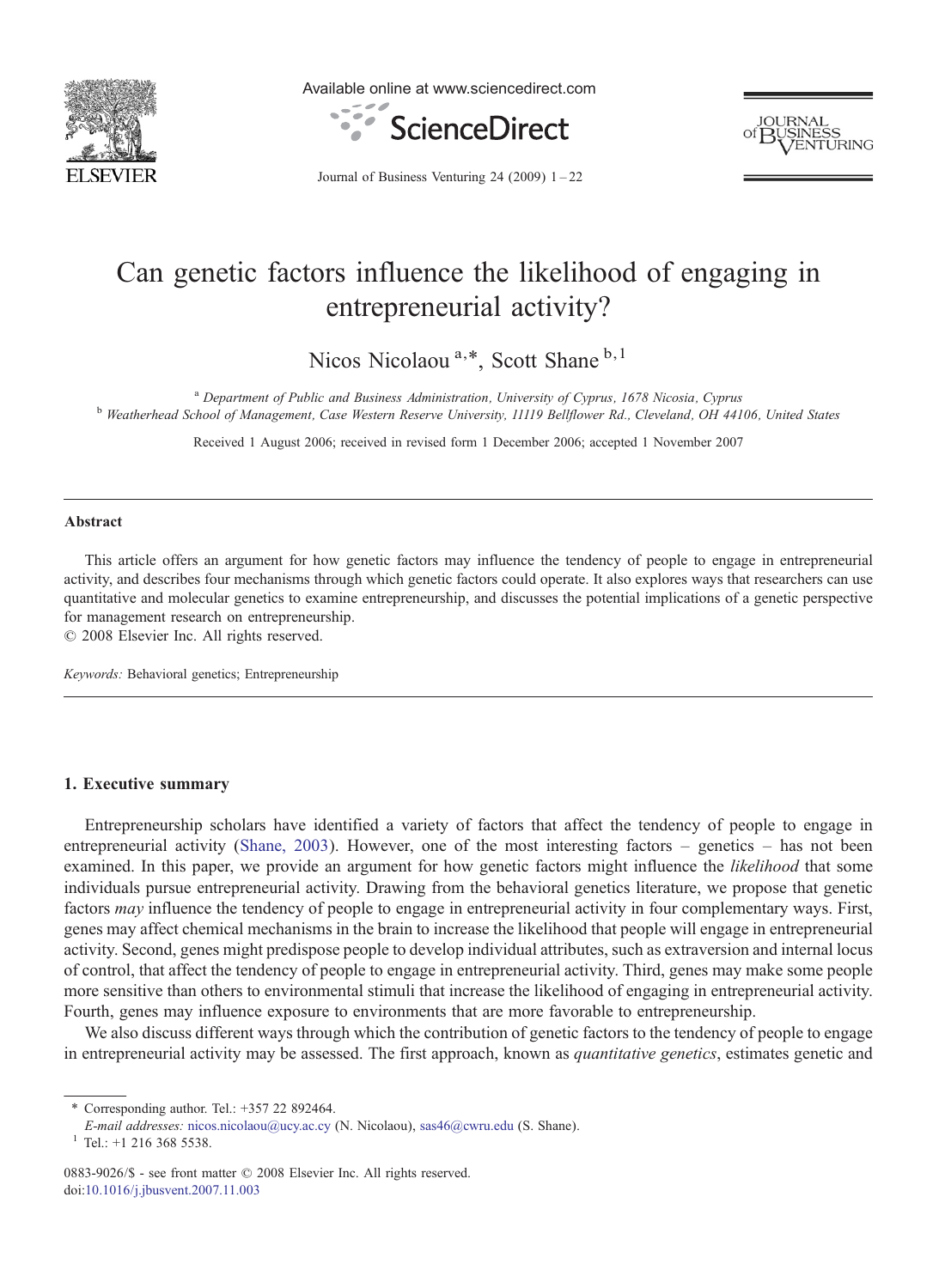# Can genetic factors influence the likelihood of engaging in entrepreneurial activity?

Nicos Nicolaou [a,*], Scott Shane [b,1]

[a] *Department of Public and Business Administration, University of Cyprus, 1678 Nicosia, Cyprus*
[b] *Weatherhead School of Management, Case Western Reserve University, 11119 Bellflower Rd., Cleveland, OH 44106, United States*

Received 1 August 2006; received in revised form 1 December 2006; accepted 1 November 2007

---

## Abstract

This article offers an argument for how genetic factors may influence the tendency of people to engage in entrepreneurial activity, and describes four mechanisms through which genetic factors could operate. It also explores ways that researchers can use quantitative and molecular genetics to examine entrepreneurship, and discusses the potential implications of a genetic perspective for management research on entrepreneurship.

© 2008 Elsevier Inc. All rights reserved.

*Keywords:* Behavioral genetics; Entrepreneurship

---

## 1. Executive summary

Entrepreneurship scholars have identified a variety of factors that affect the tendency of people to engage in entrepreneurial activity (Shane, 2003). However, one of the most interesting factors – genetics – has not been examined. In this paper, we provide an argument for how genetic factors might influence the *likelihood* that some individuals pursue entrepreneurial activity. Drawing from the behavioral genetics literature, we propose that genetic factors *may* influence the tendency of people to engage in entrepreneurial activity in four complementary ways. First, genes may affect chemical mechanisms in the brain to increase the likelihood that people will engage in entrepreneurial activity. Second, genes might predispose people to develop individual attributes, such as extraversion and internal locus of control, that affect the tendency of people to engage in entrepreneurial activity. Third, genes may make some people more sensitive than others to environmental stimuli that increase the likelihood of engaging in entrepreneurial activity. Fourth, genes may influence exposure to environments that are more favorable to entrepreneurship.

We also discuss different ways through which the contribution of genetic factors to the tendency of people to engage in entrepreneurial activity may be assessed. The first approach, known as *quantitative genetics*, estimates genetic and

---

\* Corresponding author. Tel.: +357 22 892464.
*E-mail addresses:* nicos.nicolaou@ucy.ac.cy (N. Nicolaou), sas46@cwru.edu (S. Shane).
[1] Tel.: +1 216 368 5538.

0883-9026/$ - see front matter © 2008 Elsevier Inc. All rights reserved.
doi:10.1016/j.jbusvent.2007.11.003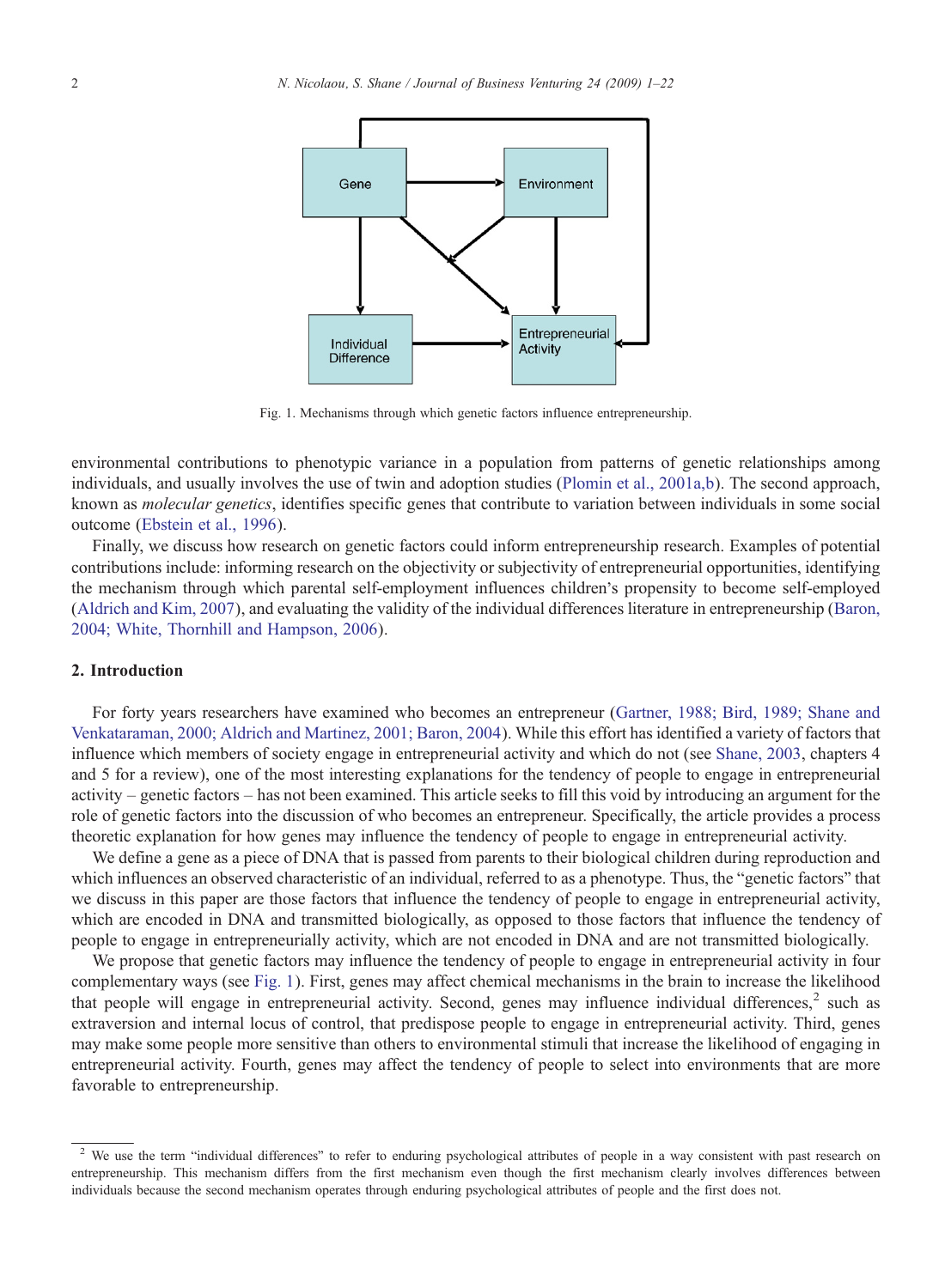Fig. 1. Mechanisms through which genetic factors influence entrepreneurship.

environmental contributions to phenotypic variance in a population from patterns of genetic relationships among individuals, and usually involves the use of twin and adoption studies (Plomin et al., 2001a,b). The second approach, known as *molecular genetics*, identifies specific genes that contribute to variation between individuals in some social outcome (Ebstein et al., 1996).

Finally, we discuss how research on genetic factors could inform entrepreneurship research. Examples of potential contributions include: informing research on the objectivity or subjectivity of entrepreneurial opportunities, identifying the mechanism through which parental self-employment influences children's propensity to become self-employed (Aldrich and Kim, 2007), and evaluating the validity of the individual differences literature in entrepreneurship (Baron, 2004; White, Thornhill and Hampson, 2006).

## 2. Introduction

For forty years researchers have examined who becomes an entrepreneur (Gartner, 1988; Bird, 1989; Shane and Venkataraman, 2000; Aldrich and Martinez, 2001; Baron, 2004). While this effort has identified a variety of factors that influence which members of society engage in entrepreneurial activity and which do not (see Shane, 2003, chapters 4 and 5 for a review), one of the most interesting explanations for the tendency of people to engage in entrepreneurial activity – genetic factors – has not been examined. This article seeks to fill this void by introducing an argument for the role of genetic factors into the discussion of who becomes an entrepreneur. Specifically, the article provides a process theoretic explanation for how genes may influence the tendency of people to engage in entrepreneurial activity.

We define a gene as a piece of DNA that is passed from parents to their biological children during reproduction and which influences an observed characteristic of an individual, referred to as a phenotype. Thus, the "genetic factors" that we discuss in this paper are those factors that influence the tendency of people to engage in entrepreneurial activity, which are encoded in DNA and transmitted biologically, as opposed to those factors that influence the tendency of people to engage in entrepreneurially activity, which are not encoded in DNA and are not transmitted biologically.

We propose that genetic factors may influence the tendency of people to engage in entrepreneurial activity in four complementary ways (see Fig. 1). First, genes may affect chemical mechanisms in the brain to increase the likelihood that people will engage in entrepreneurial activity. Second, genes may influence individual differences,[2] such as extraversion and internal locus of control, that predispose people to engage in entrepreneurial activity. Third, genes may make some people more sensitive than others to environmental stimuli that increase the likelihood of engaging in entrepreneurial activity. Fourth, genes may affect the tendency of people to select into environments that are more favorable to entrepreneurship.

[2] We use the term "individual differences" to refer to enduring psychological attributes of people in a way consistent with past research on entrepreneurship. This mechanism differs from the first mechanism even though the first mechanism clearly involves differences between individuals because the second mechanism operates through enduring psychological attributes of people and the first does not.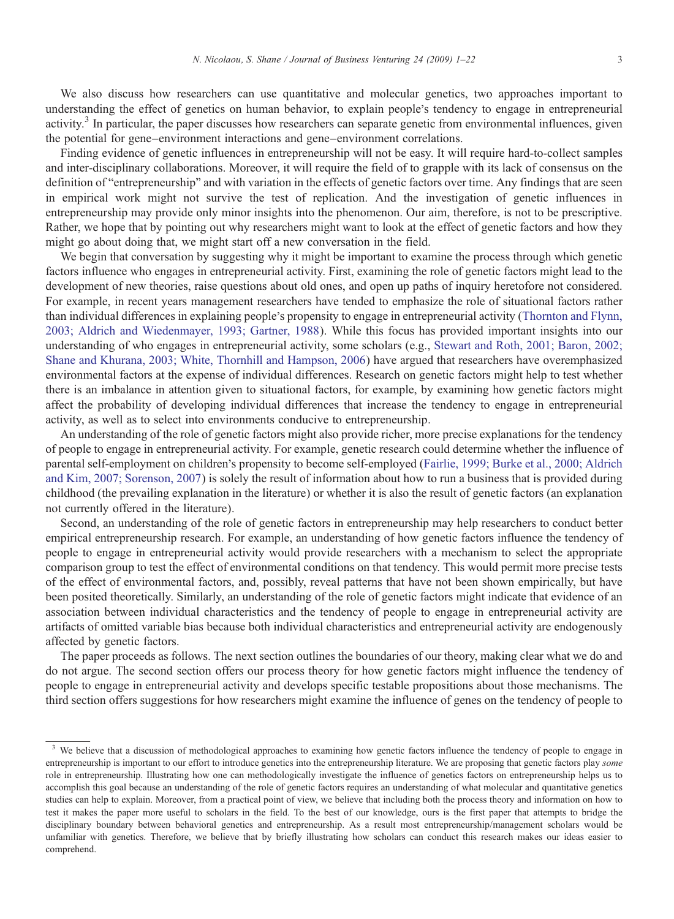We also discuss how researchers can use quantitative and molecular genetics, two approaches important to understanding the effect of genetics on human behavior, to explain people's tendency to engage in entrepreneurial activity.[3] In particular, the paper discusses how researchers can separate genetic from environmental influences, given the potential for gene–environment interactions and gene–environment correlations.

Finding evidence of genetic influences in entrepreneurship will not be easy. It will require hard-to-collect samples and inter-disciplinary collaborations. Moreover, it will require the field of to grapple with its lack of consensus on the definition of "entrepreneurship" and with variation in the effects of genetic factors over time. Any findings that are seen in empirical work might not survive the test of replication. And the investigation of genetic influences in entrepreneurship may provide only minor insights into the phenomenon. Our aim, therefore, is not to be prescriptive. Rather, we hope that by pointing out why researchers might want to look at the effect of genetic factors and how they might go about doing that, we might start off a new conversation in the field.

We begin that conversation by suggesting why it might be important to examine the process through which genetic factors influence who engages in entrepreneurial activity. First, examining the role of genetic factors might lead to the development of new theories, raise questions about old ones, and open up paths of inquiry heretofore not considered. For example, in recent years management researchers have tended to emphasize the role of situational factors rather than individual differences in explaining people's propensity to engage in entrepreneurial activity (Thornton and Flynn, 2003; Aldrich and Wiedenmayer, 1993; Gartner, 1988). While this focus has provided important insights into our understanding of who engages in entrepreneurial activity, some scholars (e.g., Stewart and Roth, 2001; Baron, 2002; Shane and Khurana, 2003; White, Thornhill and Hampson, 2006) have argued that researchers have overemphasized environmental factors at the expense of individual differences. Research on genetic factors might help to test whether there is an imbalance in attention given to situational factors, for example, by examining how genetic factors might affect the probability of developing individual differences that increase the tendency to engage in entrepreneurial activity, as well as to select into environments conducive to entrepreneurship.

An understanding of the role of genetic factors might also provide richer, more precise explanations for the tendency of people to engage in entrepreneurial activity. For example, genetic research could determine whether the influence of parental self-employment on children's propensity to become self-employed (Fairlie, 1999; Burke et al., 2000; Aldrich and Kim, 2007; Sorenson, 2007) is solely the result of information about how to run a business that is provided during childhood (the prevailing explanation in the literature) or whether it is also the result of genetic factors (an explanation not currently offered in the literature).

Second, an understanding of the role of genetic factors in entrepreneurship may help researchers to conduct better empirical entrepreneurship research. For example, an understanding of how genetic factors influence the tendency of people to engage in entrepreneurial activity would provide researchers with a mechanism to select the appropriate comparison group to test the effect of environmental conditions on that tendency. This would permit more precise tests of the effect of environmental factors, and, possibly, reveal patterns that have not been shown empirically, but have been posited theoretically. Similarly, an understanding of the role of genetic factors might indicate that evidence of an association between individual characteristics and the tendency of people to engage in entrepreneurial activity are artifacts of omitted variable bias because both individual characteristics and entrepreneurial activity are endogenously affected by genetic factors.

The paper proceeds as follows. The next section outlines the boundaries of our theory, making clear what we do and do not argue. The second section offers our process theory for how genetic factors might influence the tendency of people to engage in entrepreneurial activity and develops specific testable propositions about those mechanisms. The third section offers suggestions for how researchers might examine the influence of genes on the tendency of people to

---

[3] We believe that a discussion of methodological approaches to examining how genetic factors influence the tendency of people to engage in entrepreneurship is important to our effort to introduce genetics into the entrepreneurship literature. We are proposing that genetic factors play *some* role in entrepreneurship. Illustrating how one can methodologically investigate the influence of genetics factors on entrepreneurship helps us to accomplish this goal because an understanding of the role of genetic factors requires an understanding of what molecular and quantitative genetics studies can help to explain. Moreover, from a practical point of view, we believe that including both the process theory and information on how to test it makes the paper more useful to scholars in the field. To the best of our knowledge, ours is the first paper that attempts to bridge the disciplinary boundary between behavioral genetics and entrepreneurship. As a result most entrepreneurship/management scholars would be unfamiliar with genetics. Therefore, we believe that by briefly illustrating how scholars can conduct this research makes our ideas easier to comprehend.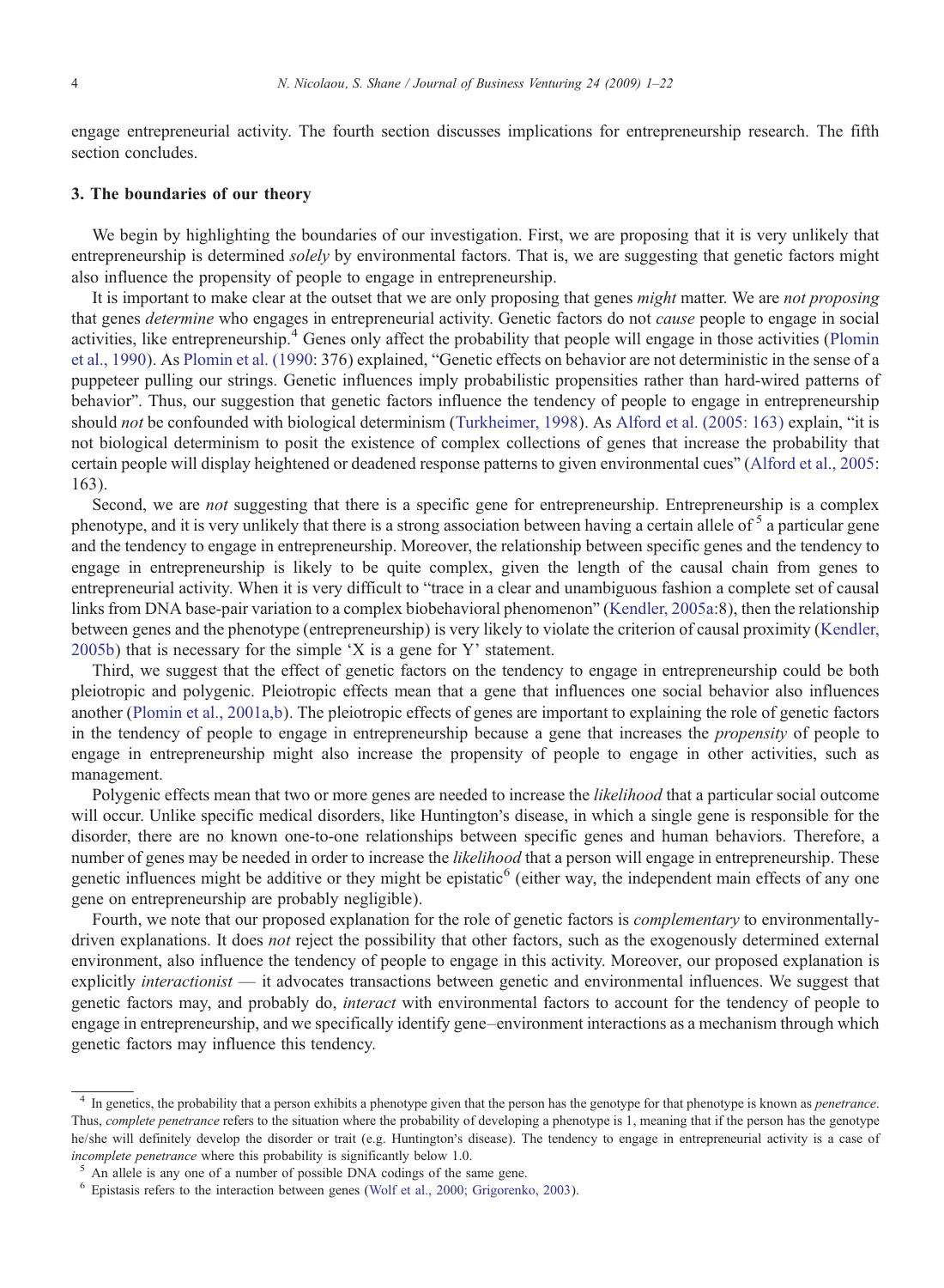engage entrepreneurial activity. The fourth section discusses implications for entrepreneurship research. The fifth section concludes.

## 3. The boundaries of our theory

We begin by highlighting the boundaries of our investigation. First, we are proposing that it is very unlikely that entrepreneurship is determined *solely* by environmental factors. That is, we are suggesting that genetic factors might also influence the propensity of people to engage in entrepreneurship.

It is important to make clear at the outset that we are only proposing that genes *might* matter. We are *not proposing* that genes *determine* who engages in entrepreneurial activity. Genetic factors do not *cause* people to engage in social activities, like entrepreneurship.[4] Genes only affect the probability that people will engage in those activities (Plomin et al., 1990). As Plomin et al. (1990: 376) explained, "Genetic effects on behavior are not deterministic in the sense of a puppeteer pulling our strings. Genetic influences imply probabilistic propensities rather than hard-wired patterns of behavior". Thus, our suggestion that genetic factors influence the tendency of people to engage in entrepreneurship should *not* be confounded with biological determinism (Turkheimer, 1998). As Alford et al. (2005: 163) explain, "it is not biological determinism to posit the existence of complex collections of genes that increase the probability that certain people will display heightened or deadened response patterns to given environmental cues" (Alford et al., 2005: 163).

Second, we are *not* suggesting that there is a specific gene for entrepreneurship. Entrepreneurship is a complex phenotype, and it is very unlikely that there is a strong association between having a certain allele of[5] a particular gene and the tendency to engage in entrepreneurship. Moreover, the relationship between specific genes and the tendency to engage in entrepreneurship is likely to be quite complex, given the length of the causal chain from genes to entrepreneurial activity. When it is very difficult to "trace in a clear and unambiguous fashion a complete set of causal links from DNA base-pair variation to a complex biobehavioral phenomenon" (Kendler, 2005a:8), then the relationship between genes and the phenotype (entrepreneurship) is very likely to violate the criterion of causal proximity (Kendler, 2005b) that is necessary for the simple 'X is a gene for Y' statement.

Third, we suggest that the effect of genetic factors on the tendency to engage in entrepreneurship could be both pleiotropic and polygenic. Pleiotropic effects mean that a gene that influences one social behavior also influences another (Plomin et al., 2001a,b). The pleiotropic effects of genes are important to explaining the role of genetic factors in the tendency of people to engage in entrepreneurship because a gene that increases the *propensity* of people to engage in entrepreneurship might also increase the propensity of people to engage in other activities, such as management.

Polygenic effects mean that two or more genes are needed to increase the *likelihood* that a particular social outcome will occur. Unlike specific medical disorders, like Huntington's disease, in which a single gene is responsible for the disorder, there are no known one-to-one relationships between specific genes and human behaviors. Therefore, a number of genes may be needed in order to increase the *likelihood* that a person will engage in entrepreneurship. These genetic influences might be additive or they might be epistatic[6] (either way, the independent main effects of any one gene on entrepreneurship are probably negligible).

Fourth, we note that our proposed explanation for the role of genetic factors is *complementary* to environmentally-driven explanations. It does *not* reject the possibility that other factors, such as the exogenously determined external environment, also influence the tendency of people to engage in this activity. Moreover, our proposed explanation is explicitly *interactionist* — it advocates transactions between genetic and environmental influences. We suggest that genetic factors may, and probably do, *interact* with environmental factors to account for the tendency of people to engage in entrepreneurship, and we specifically identify gene–environment interactions as a mechanism through which genetic factors may influence this tendency.

---

[4] In genetics, the probability that a person exhibits a phenotype given that the person has the genotype for that phenotype is known as *penetrance*. Thus, *complete penetrance* refers to the situation where the probability of developing a phenotype is 1, meaning that if the person has the genotype he/she will definitely develop the disorder or trait (e.g. Huntington's disease). The tendency to engage in entrepreneurial activity is a case of *incomplete penetrance* where this probability is significantly below 1.0.

[5] An allele is any one of a number of possible DNA codings of the same gene.

[6] Epistasis refers to the interaction between genes (Wolf et al., 2000; Grigorenko, 2003).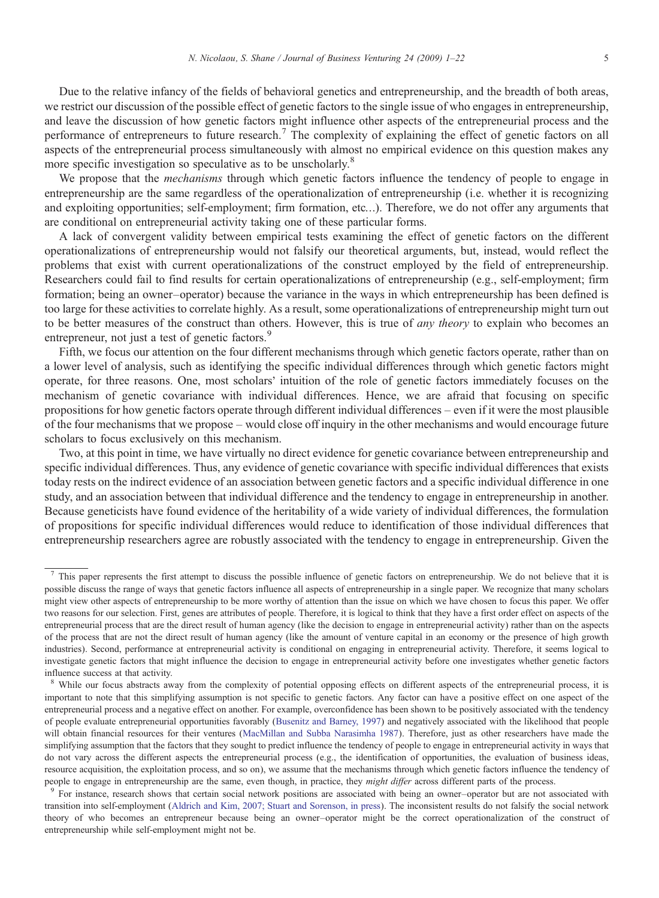Due to the relative infancy of the fields of behavioral genetics and entrepreneurship, and the breadth of both areas, we restrict our discussion of the possible effect of genetic factors to the single issue of who engages in entrepreneurship, and leave the discussion of how genetic factors might influence other aspects of the entrepreneurial process and the performance of entrepreneurs to future research.[7] The complexity of explaining the effect of genetic factors on all aspects of the entrepreneurial process simultaneously with almost no empirical evidence on this question makes any more specific investigation so speculative as to be unscholarly.[8]

We propose that the *mechanisms* through which genetic factors influence the tendency of people to engage in entrepreneurship are the same regardless of the operationalization of entrepreneurship (i.e. whether it is recognizing and exploiting opportunities; self-employment; firm formation, etc…). Therefore, we do not offer any arguments that are conditional on entrepreneurial activity taking one of these particular forms.

A lack of convergent validity between empirical tests examining the effect of genetic factors on the different operationalizations of entrepreneurship would not falsify our theoretical arguments, but, instead, would reflect the problems that exist with current operationalizations of the construct employed by the field of entrepreneurship. Researchers could fail to find results for certain operationalizations of entrepreneurship (e.g., self-employment; firm formation; being an owner–operator) because the variance in the ways in which entrepreneurship has been defined is too large for these activities to correlate highly. As a result, some operationalizations of entrepreneurship might turn out to be better measures of the construct than others. However, this is true of *any theory* to explain who becomes an entrepreneur, not just a test of genetic factors.[9]

Fifth, we focus our attention on the four different mechanisms through which genetic factors operate, rather than on a lower level of analysis, such as identifying the specific individual differences through which genetic factors might operate, for three reasons. One, most scholars' intuition of the role of genetic factors immediately focuses on the mechanism of genetic covariance with individual differences. Hence, we are afraid that focusing on specific propositions for how genetic factors operate through different individual differences – even if it were the most plausible of the four mechanisms that we propose – would close off inquiry in the other mechanisms and would encourage future scholars to focus exclusively on this mechanism.

Two, at this point in time, we have virtually no direct evidence for genetic covariance between entrepreneurship and specific individual differences. Thus, any evidence of genetic covariance with specific individual differences that exists today rests on the indirect evidence of an association between genetic factors and a specific individual difference in one study, and an association between that individual difference and the tendency to engage in entrepreneurship in another. Because geneticists have found evidence of the heritability of a wide variety of individual differences, the formulation of propositions for specific individual differences would reduce to identification of those individual differences that entrepreneurship researchers agree are robustly associated with the tendency to engage in entrepreneurship. Given the

---

[7] This paper represents the first attempt to discuss the possible influence of genetic factors on entrepreneurship. We do not believe that it is possible discuss the range of ways that genetic factors influence all aspects of entrepreneurship in a single paper. We recognize that many scholars might view other aspects of entrepreneurship to be more worthy of attention than the issue on which we have chosen to focus this paper. We offer two reasons for our selection. First, genes are attributes of people. Therefore, it is logical to think that they have a first order effect on aspects of the entrepreneurial process that are the direct result of human agency (like the decision to engage in entrepreneurial activity) rather than on the aspects of the process that are not the direct result of human agency (like the amount of venture capital in an economy or the presence of high growth industries). Second, performance at entrepreneurial activity is conditional on engaging in entrepreneurial activity. Therefore, it seems logical to investigate genetic factors that might influence the decision to engage in entrepreneurial activity before one investigates whether genetic factors influence success at that activity.

[8] While our focus abstracts away from the complexity of potential opposing effects on different aspects of the entrepreneurial process, it is important to note that this simplifying assumption is not specific to genetic factors. Any factor can have a positive effect on one aspect of the entrepreneurial process and a negative effect on another. For example, overconfidence has been shown to be positively associated with the tendency of people evaluate entrepreneurial opportunities favorably (Busenitz and Barney, 1997) and negatively associated with the likelihood that people will obtain financial resources for their ventures (MacMillan and Subba Narasimha 1987). Therefore, just as other researchers have made the simplifying assumption that the factors that they sought to predict influence the tendency of people to engage in entrepreneurial activity in ways that do not vary across the different aspects the entrepreneurial process (e.g., the identification of opportunities, the evaluation of business ideas, resource acquisition, the exploitation process, and so on), we assume that the mechanisms through which genetic factors influence the tendency of people to engage in entrepreneurship are the same, even though, in practice, they *might differ* across different parts of the process.

[9] For instance, research shows that certain social network positions are associated with being an owner–operator but are not associated with transition into self-employment (Aldrich and Kim, 2007; Stuart and Sorenson, in press). The inconsistent results do not falsify the social network theory of who becomes an entrepreneur because being an owner–operator might be the correct operationalization of the construct of entrepreneurship while self-employment might not be.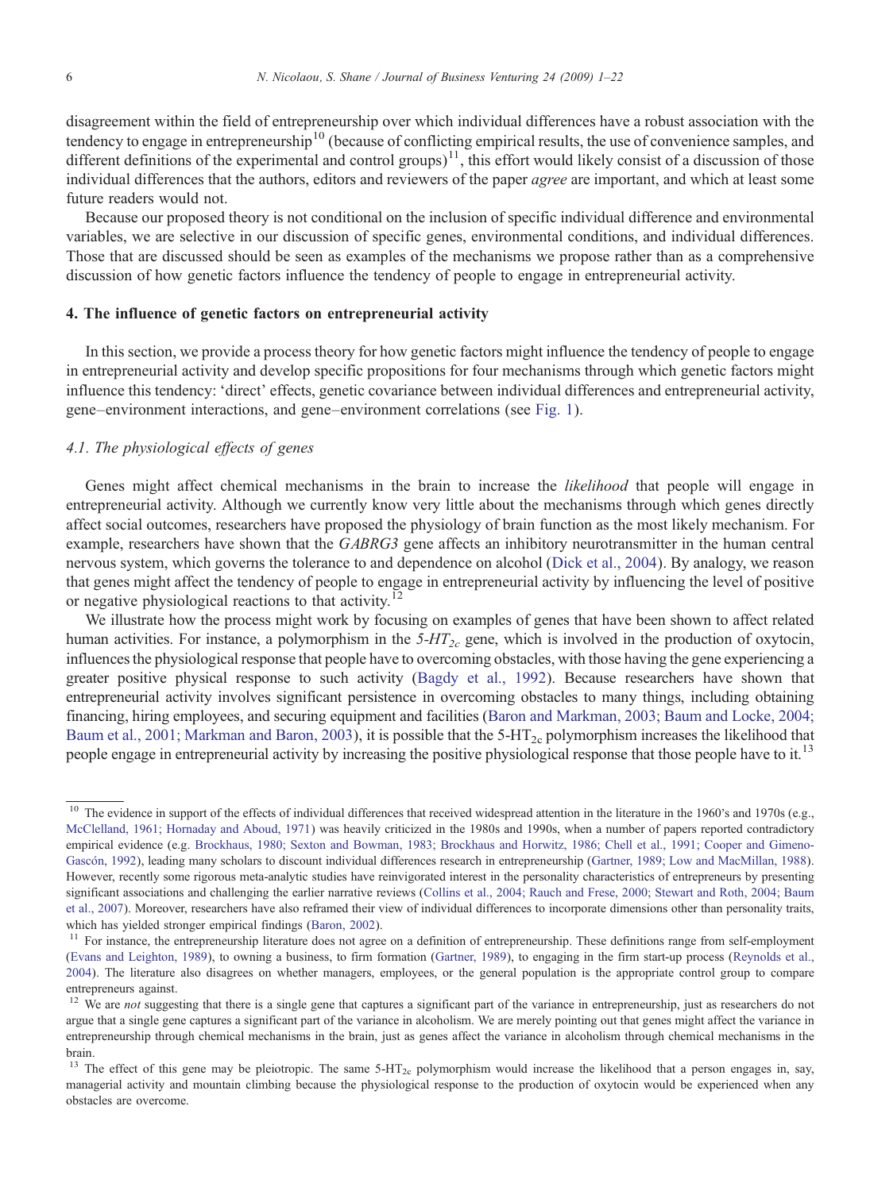disagreement within the field of entrepreneurship over which individual differences have a robust association with the tendency to engage in entrepreneurship[10] (because of conflicting empirical results, the use of convenience samples, and different definitions of the experimental and control groups)[11], this effort would likely consist of a discussion of those individual differences that the authors, editors and reviewers of the paper *agree* are important, and which at least some future readers would not.

Because our proposed theory is not conditional on the inclusion of specific individual difference and environmental variables, we are selective in our discussion of specific genes, environmental conditions, and individual differences. Those that are discussed should be seen as examples of the mechanisms we propose rather than as a comprehensive discussion of how genetic factors influence the tendency of people to engage in entrepreneurial activity.

## 4. The influence of genetic factors on entrepreneurial activity

In this section, we provide a process theory for how genetic factors might influence the tendency of people to engage in entrepreneurial activity and develop specific propositions for four mechanisms through which genetic factors might influence this tendency: 'direct' effects, genetic covariance between individual differences and entrepreneurial activity, gene–environment interactions, and gene–environment correlations (see Fig. 1).

### *4.1. The physiological effects of genes*

Genes might affect chemical mechanisms in the brain to increase the *likelihood* that people will engage in entrepreneurial activity. Although we currently know very little about the mechanisms through which genes directly affect social outcomes, researchers have proposed the physiology of brain function as the most likely mechanism. For example, researchers have shown that the *GABRG3* gene affects an inhibitory neurotransmitter in the human central nervous system, which governs the tolerance to and dependence on alcohol (Dick et al., 2004). By analogy, we reason that genes might affect the tendency of people to engage in entrepreneurial activity by influencing the level of positive or negative physiological reactions to that activity.[12]

We illustrate how the process might work by focusing on examples of genes that have been shown to affect related human activities. For instance, a polymorphism in the *5-HT$_{2c}$* gene, which is involved in the production of oxytocin, influences the physiological response that people have to overcoming obstacles, with those having the gene experiencing a greater positive physical response to such activity (Bagdy et al., 1992). Because researchers have shown that entrepreneurial activity involves significant persistence in overcoming obstacles to many things, including obtaining financing, hiring employees, and securing equipment and facilities (Baron and Markman, 2003; Baum and Locke, 2004; Baum et al., 2001; Markman and Baron, 2003), it is possible that the 5-HT$_{2c}$ polymorphism increases the likelihood that people engage in entrepreneurial activity by increasing the positive physiological response that those people have to it.[13]

---

[10] The evidence in support of the effects of individual differences that received widespread attention in the literature in the 1960's and 1970s (e.g., McClelland, 1961; Hornaday and Aboud, 1971) was heavily criticized in the 1980s and 1990s, when a number of papers reported contradictory empirical evidence (e.g. Brockhaus, 1980; Sexton and Bowman, 1983; Brockhaus and Horwitz, 1986; Chell et al., 1991; Cooper and Gimeno-Gascón, 1992), leading many scholars to discount individual differences research in entrepreneurship (Gartner, 1989; Low and MacMillan, 1988). However, recently some rigorous meta-analytic studies have reinvigorated interest in the personality characteristics of entrepreneurs by presenting significant associations and challenging the earlier narrative reviews (Collins et al., 2004; Rauch and Frese, 2000; Stewart and Roth, 2004; Baum et al., 2007). Moreover, researchers have also reframed their view of individual differences to incorporate dimensions other than personality traits, which has yielded stronger empirical findings (Baron, 2002).

[11] For instance, the entrepreneurship literature does not agree on a definition of entrepreneurship. These definitions range from self-employment (Evans and Leighton, 1989), to owning a business, to firm formation (Gartner, 1989), to engaging in the firm start-up process (Reynolds et al., 2004). The literature also disagrees on whether managers, employees, or the general population is the appropriate control group to compare entrepreneurs against.

[12] We are *not* suggesting that there is a single gene that captures a significant part of the variance in entrepreneurship, just as researchers do not argue that a single gene captures a significant part of the variance in alcoholism. We are merely pointing out that genes might affect the variance in entrepreneurship through chemical mechanisms in the brain, just as genes affect the variance in alcoholism through chemical mechanisms in the brain.

[13] The effect of this gene may be pleiotropic. The same 5-HT$_{2c}$ polymorphism would increase the likelihood that a person engages in, say, managerial activity and mountain climbing because the physiological response to the production of oxytocin would be experienced when any obstacles are overcome.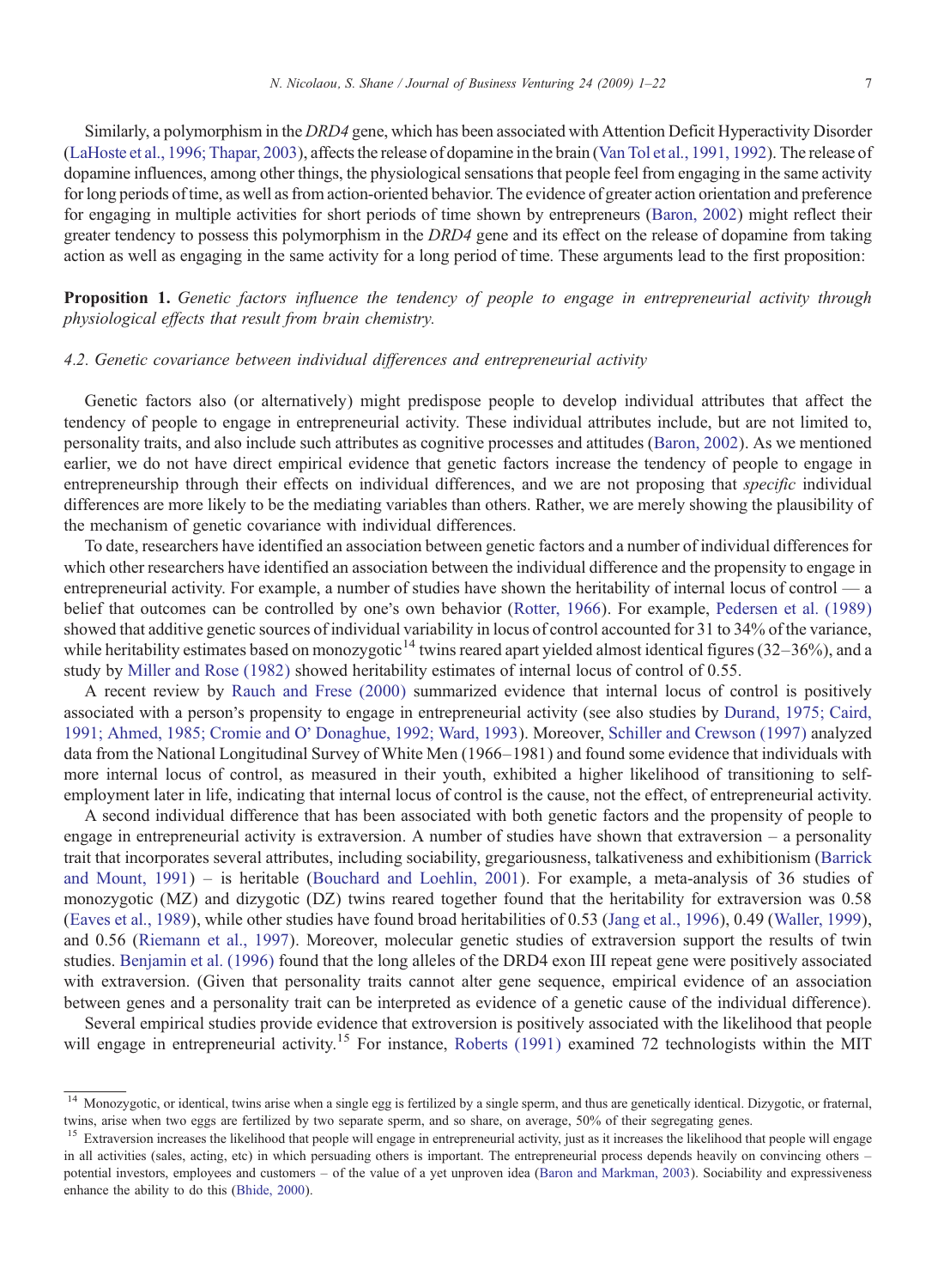Similarly, a polymorphism in the *DRD4* gene, which has been associated with Attention Deficit Hyperactivity Disorder (LaHoste et al., 1996; Thapar, 2003), affects the release of dopamine in the brain (Van Tol et al., 1991, 1992). The release of dopamine influences, among other things, the physiological sensations that people feel from engaging in the same activity for long periods of time, as well as from action-oriented behavior. The evidence of greater action orientation and preference for engaging in multiple activities for short periods of time shown by entrepreneurs (Baron, 2002) might reflect their greater tendency to possess this polymorphism in the *DRD4* gene and its effect on the release of dopamine from taking action as well as engaging in the same activity for a long period of time. These arguments lead to the first proposition:

**Proposition 1.** *Genetic factors influence the tendency of people to engage in entrepreneurial activity through physiological effects that result from brain chemistry.*

### 4.2. Genetic covariance between individual differences and entrepreneurial activity

Genetic factors also (or alternatively) might predispose people to develop individual attributes that affect the tendency of people to engage in entrepreneurial activity. These individual attributes include, but are not limited to, personality traits, and also include such attributes as cognitive processes and attitudes (Baron, 2002). As we mentioned earlier, we do not have direct empirical evidence that genetic factors increase the tendency of people to engage in entrepreneurship through their effects on individual differences, and we are not proposing that *specific* individual differences are more likely to be the mediating variables than others. Rather, we are merely showing the plausibility of the mechanism of genetic covariance with individual differences.

To date, researchers have identified an association between genetic factors and a number of individual differences for which other researchers have identified an association between the individual difference and the propensity to engage in entrepreneurial activity. For example, a number of studies have shown the heritability of internal locus of control — a belief that outcomes can be controlled by one's own behavior (Rotter, 1966). For example, Pedersen et al. (1989) showed that additive genetic sources of individual variability in locus of control accounted for 31 to 34% of the variance, while heritability estimates based on monozygotic[14] twins reared apart yielded almost identical figures (32–36%), and a study by Miller and Rose (1982) showed heritability estimates of internal locus of control of 0.55.

A recent review by Rauch and Frese (2000) summarized evidence that internal locus of control is positively associated with a person's propensity to engage in entrepreneurial activity (see also studies by Durand, 1975; Caird, 1991; Ahmed, 1985; Cromie and O' Donaghue, 1992; Ward, 1993). Moreover, Schiller and Crewson (1997) analyzed data from the National Longitudinal Survey of White Men (1966–1981) and found some evidence that individuals with more internal locus of control, as measured in their youth, exhibited a higher likelihood of transitioning to self-employment later in life, indicating that internal locus of control is the cause, not the effect, of entrepreneurial activity.

A second individual difference that has been associated with both genetic factors and the propensity of people to engage in entrepreneurial activity is extraversion. A number of studies have shown that extraversion – a personality trait that incorporates several attributes, including sociability, gregariousness, talkativeness and exhibitionism (Barrick and Mount, 1991) – is heritable (Bouchard and Loehlin, 2001). For example, a meta-analysis of 36 studies of monozygotic (MZ) and dizygotic (DZ) twins reared together found that the heritability for extraversion was 0.58 (Eaves et al., 1989), while other studies have found broad heritabilities of 0.53 (Jang et al., 1996), 0.49 (Waller, 1999), and 0.56 (Riemann et al., 1997). Moreover, molecular genetic studies of extraversion support the results of twin studies. Benjamin et al. (1996) found that the long alleles of the DRD4 exon III repeat gene were positively associated with extraversion. (Given that personality traits cannot alter gene sequence, empirical evidence of an association between genes and a personality trait can be interpreted as evidence of a genetic cause of the individual difference).

Several empirical studies provide evidence that extroversion is positively associated with the likelihood that people will engage in entrepreneurial activity.[15] For instance, Roberts (1991) examined 72 technologists within the MIT

---

[14] Monozygotic, or identical, twins arise when a single egg is fertilized by a single sperm, and thus are genetically identical. Dizygotic, or fraternal, twins, arise when two eggs are fertilized by two separate sperm, and so share, on average, 50% of their segregating genes.

[15] Extraversion increases the likelihood that people will engage in entrepreneurial activity, just as it increases the likelihood that people will engage in all activities (sales, acting, etc) in which persuading others is important. The entrepreneurial process depends heavily on convincing others – potential investors, employees and customers – of the value of a yet unproven idea (Baron and Markman, 2003). Sociability and expressiveness enhance the ability to do this (Bhide, 2000).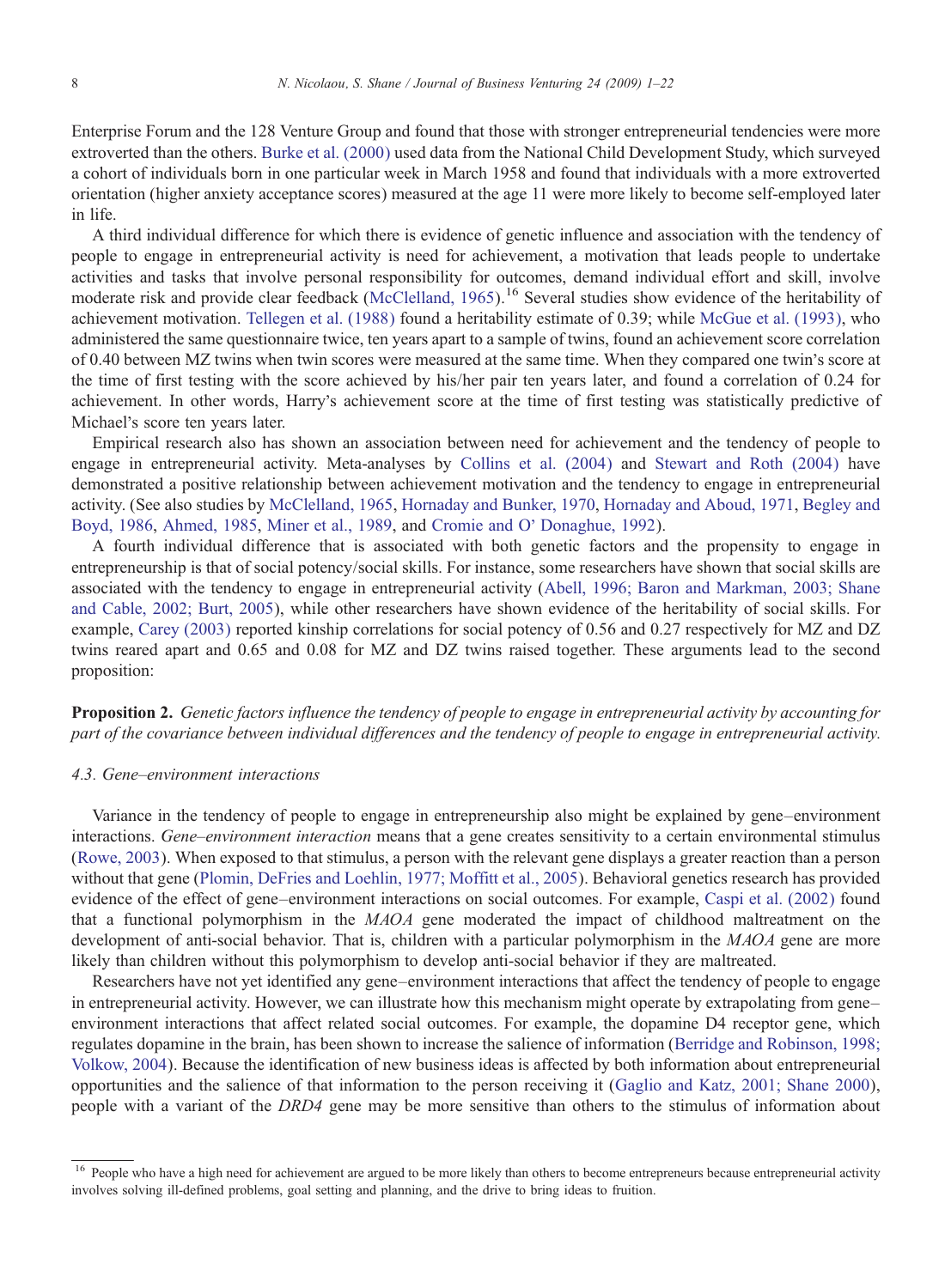Enterprise Forum and the 128 Venture Group and found that those with stronger entrepreneurial tendencies were more extroverted than the others. Burke et al. (2000) used data from the National Child Development Study, which surveyed a cohort of individuals born in one particular week in March 1958 and found that individuals with a more extroverted orientation (higher anxiety acceptance scores) measured at the age 11 were more likely to become self-employed later in life.

A third individual difference for which there is evidence of genetic influence and association with the tendency of people to engage in entrepreneurial activity is need for achievement, a motivation that leads people to undertake activities and tasks that involve personal responsibility for outcomes, demand individual effort and skill, involve moderate risk and provide clear feedback (McClelland, 1965).[16] Several studies show evidence of the heritability of achievement motivation. Tellegen et al. (1988) found a heritability estimate of 0.39; while McGue et al. (1993), who administered the same questionnaire twice, ten years apart to a sample of twins, found an achievement score correlation of 0.40 between MZ twins when twin scores were measured at the same time. When they compared one twin's score at the time of first testing with the score achieved by his/her pair ten years later, and found a correlation of 0.24 for achievement. In other words, Harry's achievement score at the time of first testing was statistically predictive of Michael's score ten years later.

Empirical research also has shown an association between need for achievement and the tendency of people to engage in entrepreneurial activity. Meta-analyses by Collins et al. (2004) and Stewart and Roth (2004) have demonstrated a positive relationship between achievement motivation and the tendency to engage in entrepreneurial activity. (See also studies by McClelland, 1965, Hornaday and Bunker, 1970, Hornaday and Aboud, 1971, Begley and Boyd, 1986, Ahmed, 1985, Miner et al., 1989, and Cromie and O' Donaghue, 1992).

A fourth individual difference that is associated with both genetic factors and the propensity to engage in entrepreneurship is that of social potency/social skills. For instance, some researchers have shown that social skills are associated with the tendency to engage in entrepreneurial activity (Abell, 1996; Baron and Markman, 2003; Shane and Cable, 2002; Burt, 2005), while other researchers have shown evidence of the heritability of social skills. For example, Carey (2003) reported kinship correlations for social potency of 0.56 and 0.27 respectively for MZ and DZ twins reared apart and 0.65 and 0.08 for MZ and DZ twins raised together. These arguments lead to the second proposition:

**Proposition 2.** *Genetic factors influence the tendency of people to engage in entrepreneurial activity by accounting for part of the covariance between individual differences and the tendency of people to engage in entrepreneurial activity.*

### *4.3. Gene–environment interactions*

Variance in the tendency of people to engage in entrepreneurship also might be explained by gene–environment interactions. *Gene–environment interaction* means that a gene creates sensitivity to a certain environmental stimulus (Rowe, 2003). When exposed to that stimulus, a person with the relevant gene displays a greater reaction than a person without that gene (Plomin, DeFries and Loehlin, 1977; Moffitt et al., 2005). Behavioral genetics research has provided evidence of the effect of gene–environment interactions on social outcomes. For example, Caspi et al. (2002) found that a functional polymorphism in the *MAOA* gene moderated the impact of childhood maltreatment on the development of anti-social behavior. That is, children with a particular polymorphism in the *MAOA* gene are more likely than children without this polymorphism to develop anti-social behavior if they are maltreated.

Researchers have not yet identified any gene–environment interactions that affect the tendency of people to engage in entrepreneurial activity. However, we can illustrate how this mechanism might operate by extrapolating from gene–environment interactions that affect related social outcomes. For example, the dopamine D4 receptor gene, which regulates dopamine in the brain, has been shown to increase the salience of information (Berridge and Robinson, 1998; Volkow, 2004). Because the identification of new business ideas is affected by both information about entrepreneurial opportunities and the salience of that information to the person receiving it (Gaglio and Katz, 2001; Shane 2000), people with a variant of the *DRD4* gene may be more sensitive than others to the stimulus of information about

---

[16] People who have a high need for achievement are argued to be more likely than others to become entrepreneurs because entrepreneurial activity involves solving ill-defined problems, goal setting and planning, and the drive to bring ideas to fruition.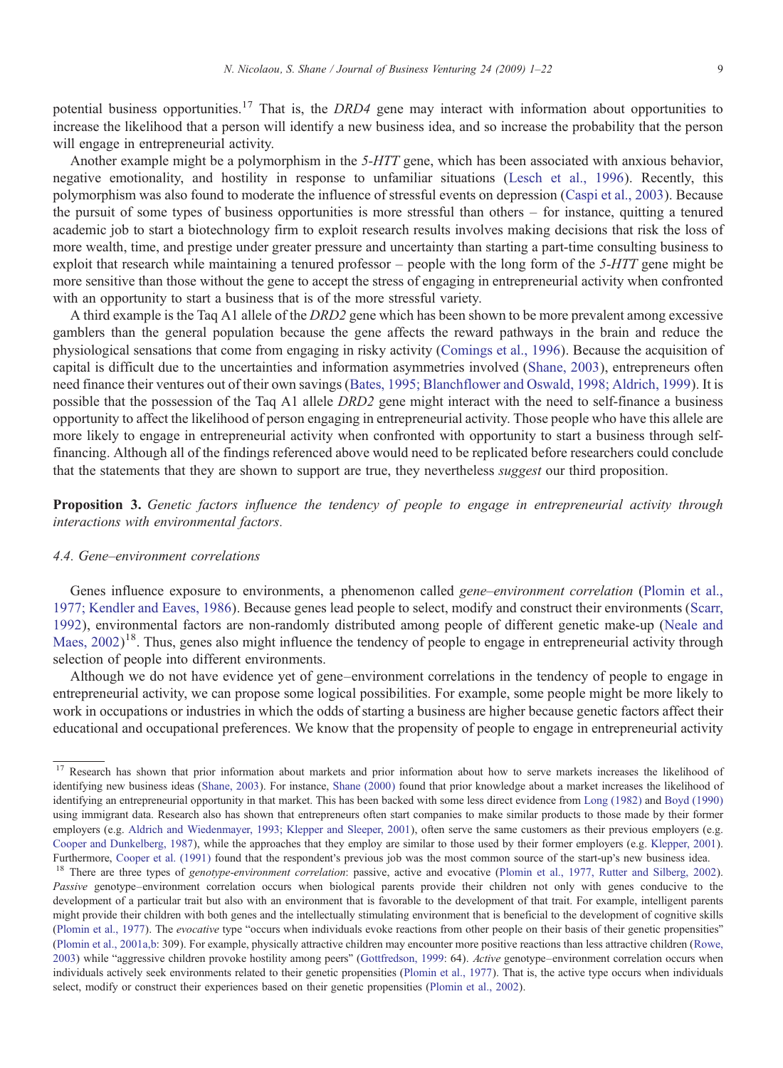potential business opportunities.[17] That is, the *DRD4* gene may interact with information about opportunities to increase the likelihood that a person will identify a new business idea, and so increase the probability that the person will engage in entrepreneurial activity.

Another example might be a polymorphism in the *5-HTT* gene, which has been associated with anxious behavior, negative emotionality, and hostility in response to unfamiliar situations (Lesch et al., 1996). Recently, this polymorphism was also found to moderate the influence of stressful events on depression (Caspi et al., 2003). Because the pursuit of some types of business opportunities is more stressful than others – for instance, quitting a tenured academic job to start a biotechnology firm to exploit research results involves making decisions that risk the loss of more wealth, time, and prestige under greater pressure and uncertainty than starting a part-time consulting business to exploit that research while maintaining a tenured professor – people with the long form of the *5-HTT* gene might be more sensitive than those without the gene to accept the stress of engaging in entrepreneurial activity when confronted with an opportunity to start a business that is of the more stressful variety.

A third example is the Taq A1 allele of the *DRD2* gene which has been shown to be more prevalent among excessive gamblers than the general population because the gene affects the reward pathways in the brain and reduce the physiological sensations that come from engaging in risky activity (Comings et al., 1996). Because the acquisition of capital is difficult due to the uncertainties and information asymmetries involved (Shane, 2003), entrepreneurs often need finance their ventures out of their own savings (Bates, 1995; Blanchflower and Oswald, 1998; Aldrich, 1999). It is possible that the possession of the Taq A1 allele *DRD2* gene might interact with the need to self-finance a business opportunity to affect the likelihood of person engaging in entrepreneurial activity. Those people who have this allele are more likely to engage in entrepreneurial activity when confronted with opportunity to start a business through self-financing. Although all of the findings referenced above would need to be replicated before researchers could conclude that the statements that they are shown to support are true, they nevertheless *suggest* our third proposition.

**Proposition 3.** *Genetic factors influence the tendency of people to engage in entrepreneurial activity through interactions with environmental factors.*

### 4.4. Gene–environment correlations

Genes influence exposure to environments, a phenomenon called *gene–environment correlation* (Plomin et al., 1977; Kendler and Eaves, 1986). Because genes lead people to select, modify and construct their environments (Scarr, 1992), environmental factors are non-randomly distributed among people of different genetic make-up (Neale and Maes, 2002)[18]. Thus, genes also might influence the tendency of people to engage in entrepreneurial activity through selection of people into different environments.

Although we do not have evidence yet of gene–environment correlations in the tendency of people to engage in entrepreneurial activity, we can propose some logical possibilities. For example, some people might be more likely to work in occupations or industries in which the odds of starting a business are higher because genetic factors affect their educational and occupational preferences. We know that the propensity of people to engage in entrepreneurial activity

---

[17] Research has shown that prior information about markets and prior information about how to serve markets increases the likelihood of identifying new business ideas (Shane, 2003). For instance, Shane (2000) found that prior knowledge about a market increases the likelihood of identifying an entrepreneurial opportunity in that market. This has been backed with some less direct evidence from Long (1982) and Boyd (1990) using immigrant data. Research also has shown that entrepreneurs often start companies to make similar products to those made by their former employers (e.g. Aldrich and Wiedenmayer, 1993; Klepper and Sleeper, 2001), often serve the same customers as their previous employers (e.g. Cooper and Dunkelberg, 1987), while the approaches that they employ are similar to those used by their former employers (e.g. Klepper, 2001). Furthermore, Cooper et al. (1991) found that the respondent's previous job was the most common source of the start-up's new business idea.

[18] There are three types of *genotype-environment correlation*: passive, active and evocative (Plomin et al., 1977, Rutter and Silberg, 2002). *Passive* genotype–environment correlation occurs when biological parents provide their children not only with genes conducive to the development of a particular trait but also with an environment that is favorable to the development of that trait. For example, intelligent parents might provide their children with both genes and the intellectually stimulating environment that is beneficial to the development of cognitive skills (Plomin et al., 1977). The *evocative* type "occurs when individuals evoke reactions from other people on their basis of their genetic propensities" (Plomin et al., 2001a,b: 309). For example, physically attractive children may encounter more positive reactions than less attractive children (Rowe, 2003) while "aggressive children provoke hostility among peers" (Gottfredson, 1999: 64). *Active* genotype–environment correlation occurs when individuals actively seek environments related to their genetic propensities (Plomin et al., 1977). That is, the active type occurs when individuals select, modify or construct their experiences based on their genetic propensities (Plomin et al., 2002).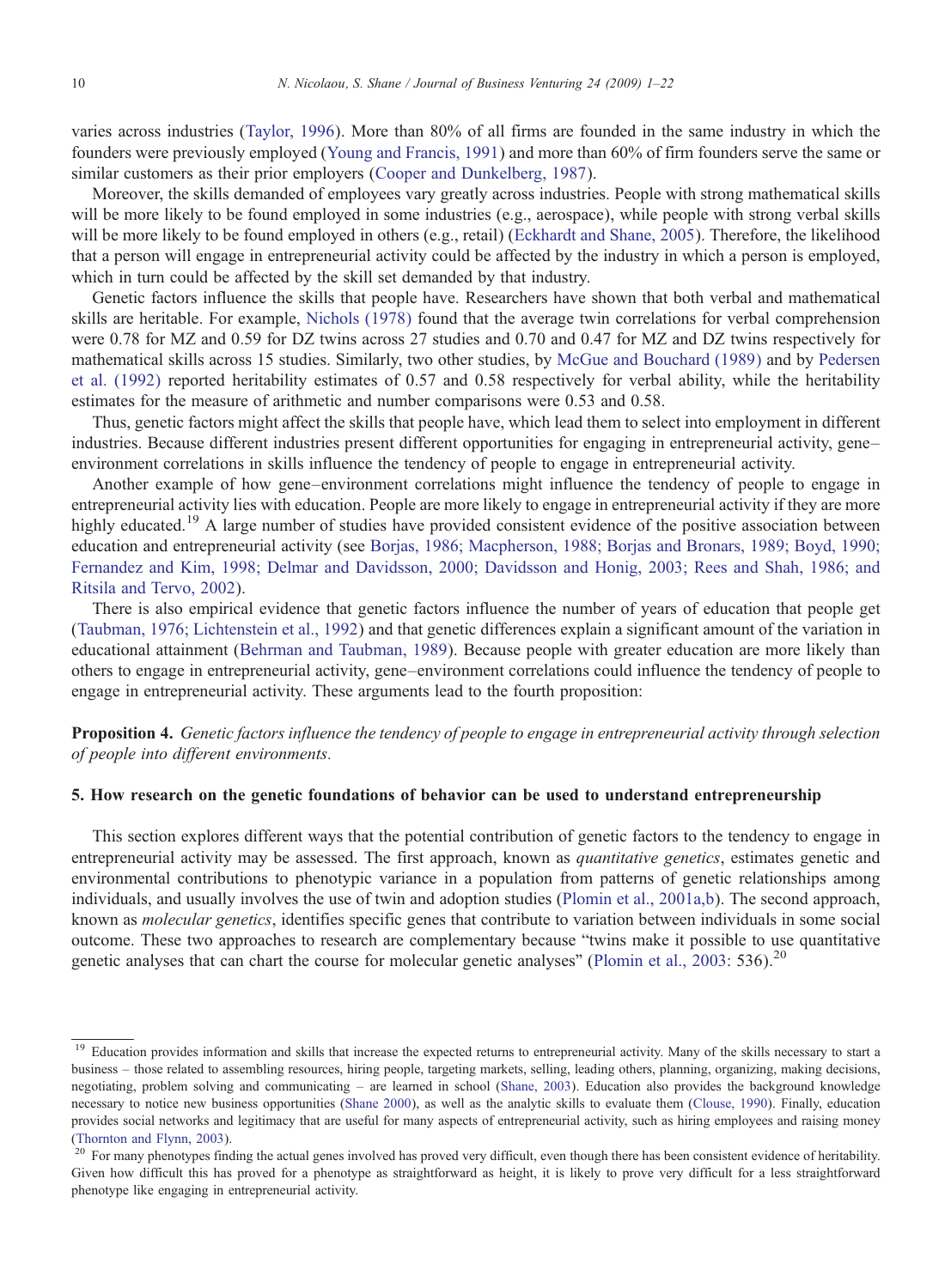varies across industries (Taylor, 1996). More than 80% of all firms are founded in the same industry in which the founders were previously employed (Young and Francis, 1991) and more than 60% of firm founders serve the same or similar customers as their prior employers (Cooper and Dunkelberg, 1987).

Moreover, the skills demanded of employees vary greatly across industries. People with strong mathematical skills will be more likely to be found employed in some industries (e.g., aerospace), while people with strong verbal skills will be more likely to be found employed in others (e.g., retail) (Eckhardt and Shane, 2005). Therefore, the likelihood that a person will engage in entrepreneurial activity could be affected by the industry in which a person is employed, which in turn could be affected by the skill set demanded by that industry.

Genetic factors influence the skills that people have. Researchers have shown that both verbal and mathematical skills are heritable. For example, Nichols (1978) found that the average twin correlations for verbal comprehension were 0.78 for MZ and 0.59 for DZ twins across 27 studies and 0.70 and 0.47 for MZ and DZ twins respectively for mathematical skills across 15 studies. Similarly, two other studies, by McGue and Bouchard (1989) and by Pedersen et al. (1992) reported heritability estimates of 0.57 and 0.58 respectively for verbal ability, while the heritability estimates for the measure of arithmetic and number comparisons were 0.53 and 0.58.

Thus, genetic factors might affect the skills that people have, which lead them to select into employment in different industries. Because different industries present different opportunities for engaging in entrepreneurial activity, gene–environment correlations in skills influence the tendency of people to engage in entrepreneurial activity.

Another example of how gene–environment correlations might influence the tendency of people to engage in entrepreneurial activity lies with education. People are more likely to engage in entrepreneurial activity if they are more highly educated.[19] A large number of studies have provided consistent evidence of the positive association between education and entrepreneurial activity (see Borjas, 1986; Macpherson, 1988; Borjas and Bronars, 1989; Boyd, 1990; Fernandez and Kim, 1998; Delmar and Davidsson, 2000; Davidsson and Honig, 2003; Rees and Shah, 1986; and Ritsila and Tervo, 2002).

There is also empirical evidence that genetic factors influence the number of years of education that people get (Taubman, 1976; Lichtenstein et al., 1992) and that genetic differences explain a significant amount of the variation in educational attainment (Behrman and Taubman, 1989). Because people with greater education are more likely than others to engage in entrepreneurial activity, gene–environment correlations could influence the tendency of people to engage in entrepreneurial activity. These arguments lead to the fourth proposition:

**Proposition 4.** *Genetic factors influence the tendency of people to engage in entrepreneurial activity through selection of people into different environments.*

## 5. How research on the genetic foundations of behavior can be used to understand entrepreneurship

This section explores different ways that the potential contribution of genetic factors to the tendency to engage in entrepreneurial activity may be assessed. The first approach, known as *quantitative genetics*, estimates genetic and environmental contributions to phenotypic variance in a population from patterns of genetic relationships among individuals, and usually involves the use of twin and adoption studies (Plomin et al., 2001a,b). The second approach, known as *molecular genetics*, identifies specific genes that contribute to variation between individuals in some social outcome. These two approaches to research are complementary because "twins make it possible to use quantitative genetic analyses that can chart the course for molecular genetic analyses" (Plomin et al., 2003: 536).[20]

---

[19] Education provides information and skills that increase the expected returns to entrepreneurial activity. Many of the skills necessary to start a business – those related to assembling resources, hiring people, targeting markets, selling, leading others, planning, organizing, making decisions, negotiating, problem solving and communicating – are learned in school (Shane, 2003). Education also provides the background knowledge necessary to notice new business opportunities (Shane 2000), as well as the analytic skills to evaluate them (Clouse, 1990). Finally, education provides social networks and legitimacy that are useful for many aspects of entrepreneurial activity, such as hiring employees and raising money (Thornton and Flynn, 2003).

[20] For many phenotypes finding the actual genes involved has proved very difficult, even though there has been consistent evidence of heritability. Given how difficult this has proved for a phenotype as straightforward as height, it is likely to prove very difficult for a less straightforward phenotype like engaging in entrepreneurial activity.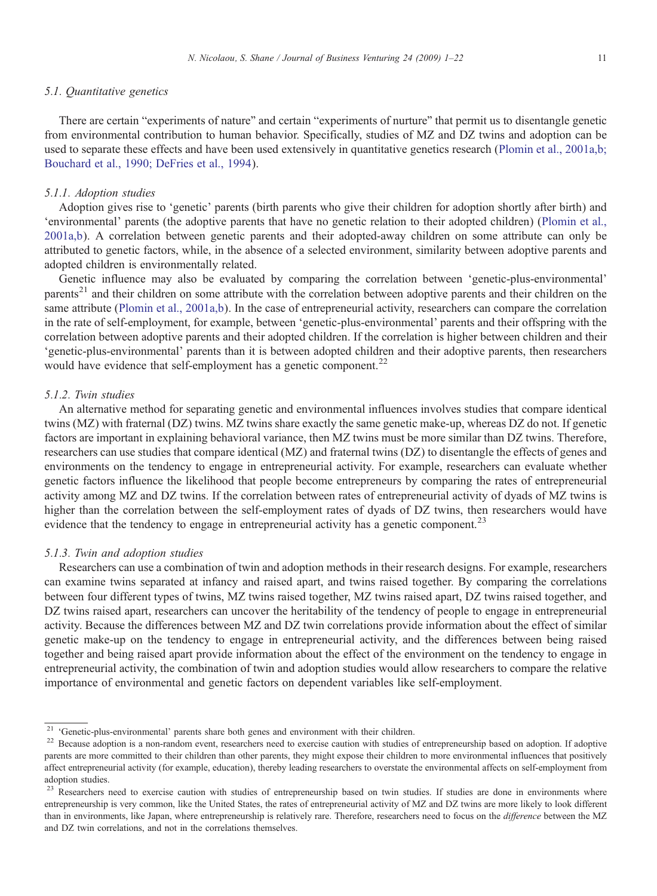### 5.1. Quantitative genetics

There are certain "experiments of nature" and certain "experiments of nurture" that permit us to disentangle genetic from environmental contribution to human behavior. Specifically, studies of MZ and DZ twins and adoption can be used to separate these effects and have been used extensively in quantitative genetics research (Plomin et al., 2001a,b; Bouchard et al., 1990; DeFries et al., 1994).

#### 5.1.1. Adoption studies

Adoption gives rise to 'genetic' parents (birth parents who give their children for adoption shortly after birth) and 'environmental' parents (the adoptive parents that have no genetic relation to their adopted children) (Plomin et al., 2001a,b). A correlation between genetic parents and their adopted-away children on some attribute can only be attributed to genetic factors, while, in the absence of a selected environment, similarity between adoptive parents and adopted children is environmentally related.

Genetic influence may also be evaluated by comparing the correlation between 'genetic-plus-environmental' parents[21] and their children on some attribute with the correlation between adoptive parents and their children on the same attribute (Plomin et al., 2001a,b). In the case of entrepreneurial activity, researchers can compare the correlation in the rate of self-employment, for example, between 'genetic-plus-environmental' parents and their offspring with the correlation between adoptive parents and their adopted children. If the correlation is higher between children and their 'genetic-plus-environmental' parents than it is between adopted children and their adoptive parents, then researchers would have evidence that self-employment has a genetic component.[22]

#### 5.1.2. Twin studies

An alternative method for separating genetic and environmental influences involves studies that compare identical twins (MZ) with fraternal (DZ) twins. MZ twins share exactly the same genetic make-up, whereas DZ do not. If genetic factors are important in explaining behavioral variance, then MZ twins must be more similar than DZ twins. Therefore, researchers can use studies that compare identical (MZ) and fraternal twins (DZ) to disentangle the effects of genes and environments on the tendency to engage in entrepreneurial activity. For example, researchers can evaluate whether genetic factors influence the likelihood that people become entrepreneurs by comparing the rates of entrepreneurial activity among MZ and DZ twins. If the correlation between rates of entrepreneurial activity of dyads of MZ twins is higher than the correlation between the self-employment rates of dyads of DZ twins, then researchers would have evidence that the tendency to engage in entrepreneurial activity has a genetic component.[23]

#### 5.1.3. Twin and adoption studies

Researchers can use a combination of twin and adoption methods in their research designs. For example, researchers can examine twins separated at infancy and raised apart, and twins raised together. By comparing the correlations between four different types of twins, MZ twins raised together, MZ twins raised apart, DZ twins raised together, and DZ twins raised apart, researchers can uncover the heritability of the tendency of people to engage in entrepreneurial activity. Because the differences between MZ and DZ twin correlations provide information about the effect of similar genetic make-up on the tendency to engage in entrepreneurial activity, and the differences between being raised together and being raised apart provide information about the effect of the environment on the tendency to engage in entrepreneurial activity, the combination of twin and adoption studies would allow researchers to compare the relative importance of environmental and genetic factors on dependent variables like self-employment.

---

[21] 'Genetic-plus-environmental' parents share both genes and environment with their children.

[22] Because adoption is a non-random event, researchers need to exercise caution with studies of entrepreneurship based on adoption. If adoptive parents are more committed to their children than other parents, they might expose their children to more environmental influences that positively affect entrepreneurial activity (for example, education), thereby leading researchers to overstate the environmental affects on self-employment from adoption studies.

[23] Researchers need to exercise caution with studies of entrepreneurship based on twin studies. If studies are done in environments where entrepreneurship is very common, like the United States, the rates of entrepreneurial activity of MZ and DZ twins are more likely to look different than in environments, like Japan, where entrepreneurship is relatively rare. Therefore, researchers need to focus on the *difference* between the MZ and DZ twin correlations, and not in the correlations themselves.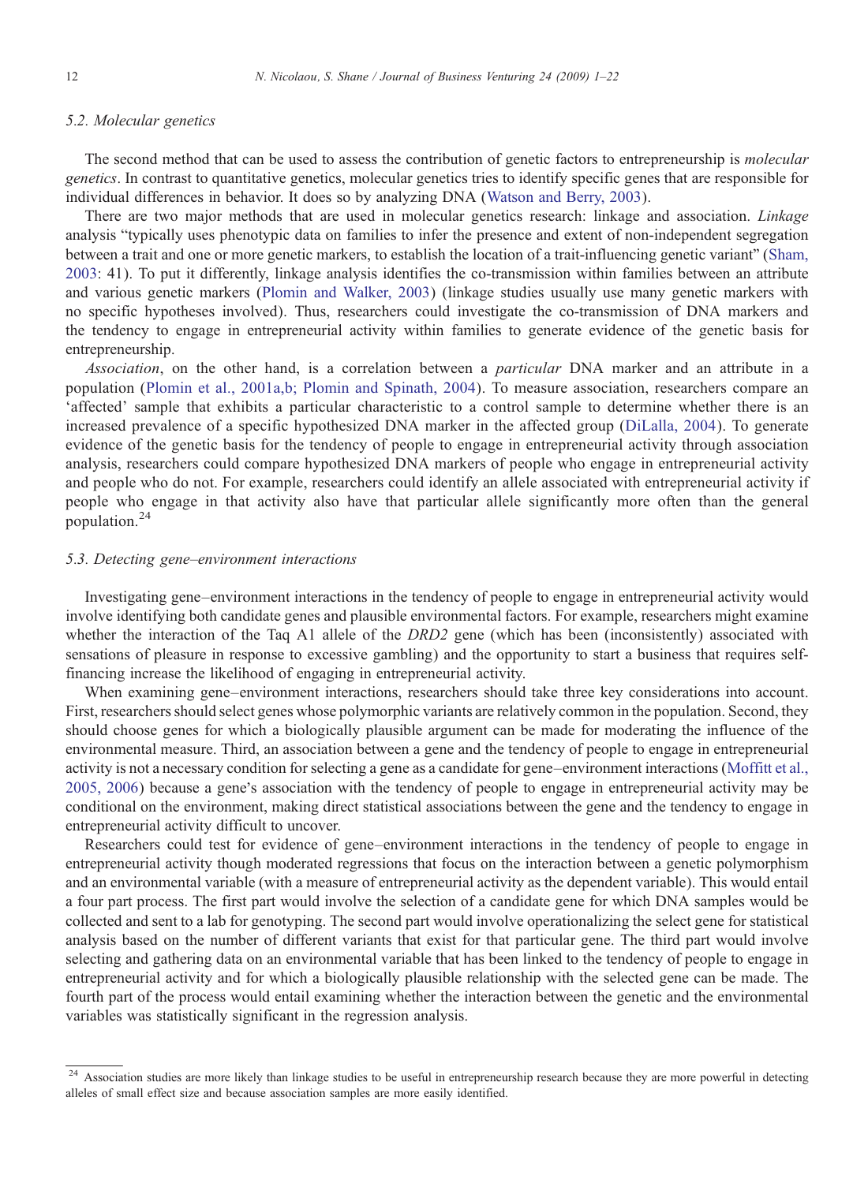### 5.2. Molecular genetics

The second method that can be used to assess the contribution of genetic factors to entrepreneurship is *molecular genetics*. In contrast to quantitative genetics, molecular genetics tries to identify specific genes that are responsible for individual differences in behavior. It does so by analyzing DNA (Watson and Berry, 2003).

There are two major methods that are used in molecular genetics research: linkage and association. *Linkage* analysis "typically uses phenotypic data on families to infer the presence and extent of non-independent segregation between a trait and one or more genetic markers, to establish the location of a trait-influencing genetic variant" (Sham, 2003: 41). To put it differently, linkage analysis identifies the co-transmission within families between an attribute and various genetic markers (Plomin and Walker, 2003) (linkage studies usually use many genetic markers with no specific hypotheses involved). Thus, researchers could investigate the co-transmission of DNA markers and the tendency to engage in entrepreneurial activity within families to generate evidence of the genetic basis for entrepreneurship.

*Association*, on the other hand, is a correlation between a *particular* DNA marker and an attribute in a population (Plomin et al., 2001a,b; Plomin and Spinath, 2004). To measure association, researchers compare an 'affected' sample that exhibits a particular characteristic to a control sample to determine whether there is an increased prevalence of a specific hypothesized DNA marker in the affected group (DiLalla, 2004). To generate evidence of the genetic basis for the tendency of people to engage in entrepreneurial activity through association analysis, researchers could compare hypothesized DNA markers of people who engage in entrepreneurial activity and people who do not. For example, researchers could identify an allele associated with entrepreneurial activity if people who engage in that activity also have that particular allele significantly more often than the general population.[24]

### 5.3. Detecting gene–environment interactions

Investigating gene–environment interactions in the tendency of people to engage in entrepreneurial activity would involve identifying both candidate genes and plausible environmental factors. For example, researchers might examine whether the interaction of the Taq A1 allele of the *DRD2* gene (which has been (inconsistently) associated with sensations of pleasure in response to excessive gambling) and the opportunity to start a business that requires self-financing increase the likelihood of engaging in entrepreneurial activity.

When examining gene–environment interactions, researchers should take three key considerations into account. First, researchers should select genes whose polymorphic variants are relatively common in the population. Second, they should choose genes for which a biologically plausible argument can be made for moderating the influence of the environmental measure. Third, an association between a gene and the tendency of people to engage in entrepreneurial activity is not a necessary condition for selecting a gene as a candidate for gene–environment interactions (Moffitt et al., 2005, 2006) because a gene's association with the tendency of people to engage in entrepreneurial activity may be conditional on the environment, making direct statistical associations between the gene and the tendency to engage in entrepreneurial activity difficult to uncover.

Researchers could test for evidence of gene–environment interactions in the tendency of people to engage in entrepreneurial activity though moderated regressions that focus on the interaction between a genetic polymorphism and an environmental variable (with a measure of entrepreneurial activity as the dependent variable). This would entail a four part process. The first part would involve the selection of a candidate gene for which DNA samples would be collected and sent to a lab for genotyping. The second part would involve operationalizing the select gene for statistical analysis based on the number of different variants that exist for that particular gene. The third part would involve selecting and gathering data on an environmental variable that has been linked to the tendency of people to engage in entrepreneurial activity and for which a biologically plausible relationship with the selected gene can be made. The fourth part of the process would entail examining whether the interaction between the genetic and the environmental variables was statistically significant in the regression analysis.

---

[24] Association studies are more likely than linkage studies to be useful in entrepreneurship research because they are more powerful in detecting alleles of small effect size and because association samples are more easily identified.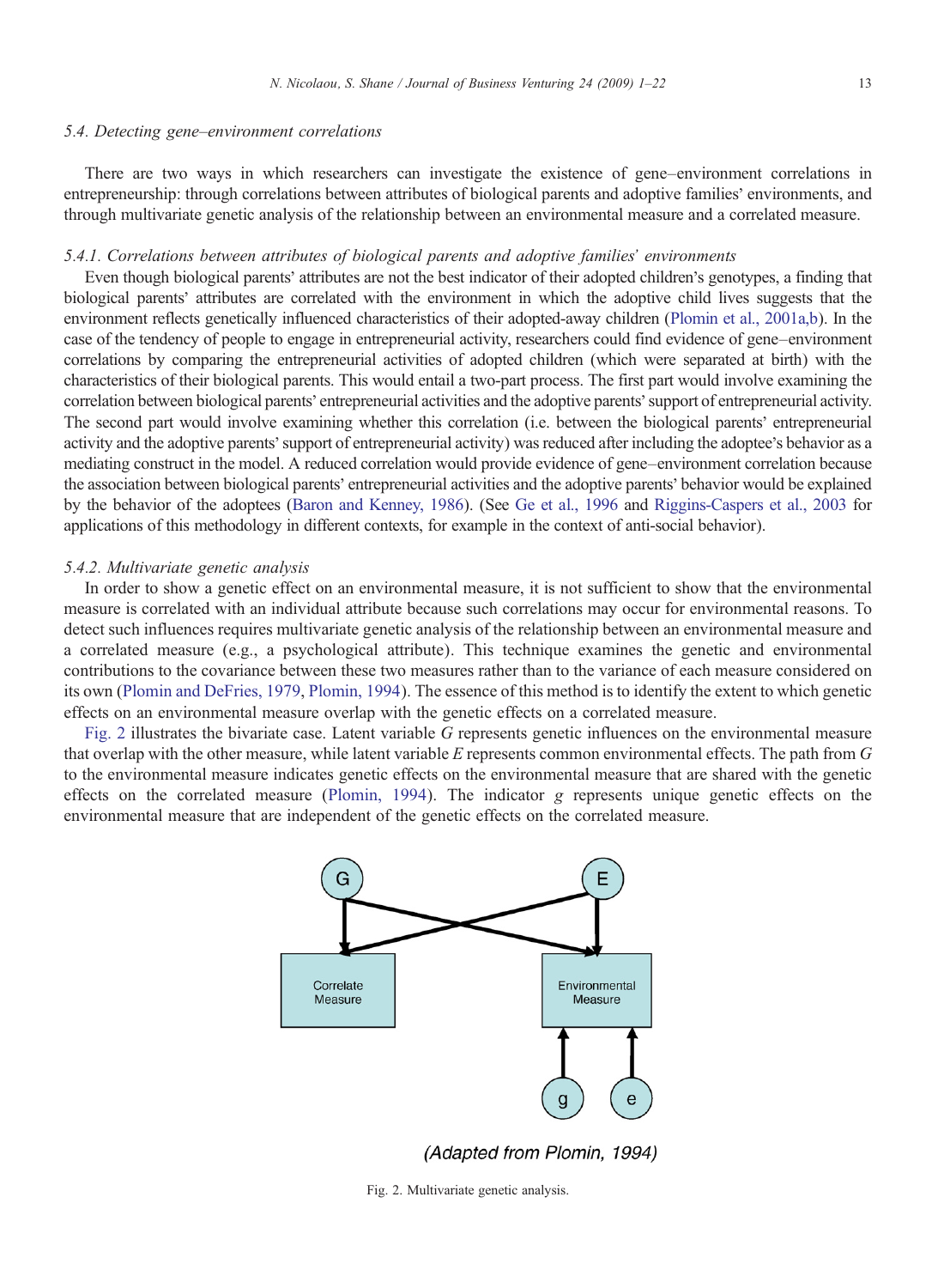### 5.4. Detecting gene–environment correlations

There are two ways in which researchers can investigate the existence of gene–environment correlations in entrepreneurship: through correlations between attributes of biological parents and adoptive families' environments, and through multivariate genetic analysis of the relationship between an environmental measure and a correlated measure.

#### 5.4.1. Correlations between attributes of biological parents and adoptive families' environments

Even though biological parents' attributes are not the best indicator of their adopted children's genotypes, a finding that biological parents' attributes are correlated with the environment in which the adoptive child lives suggests that the environment reflects genetically influenced characteristics of their adopted-away children (Plomin et al., 2001a,b). In the case of the tendency of people to engage in entrepreneurial activity, researchers could find evidence of gene–environment correlations by comparing the entrepreneurial activities of adopted children (which were separated at birth) with the characteristics of their biological parents. This would entail a two-part process. The first part would involve examining the correlation between biological parents' entrepreneurial activities and the adoptive parents' support of entrepreneurial activity. The second part would involve examining whether this correlation (i.e. between the biological parents' entrepreneurial activity and the adoptive parents' support of entrepreneurial activity) was reduced after including the adoptee's behavior as a mediating construct in the model. A reduced correlation would provide evidence of gene–environment correlation because the association between biological parents' entrepreneurial activities and the adoptive parents' behavior would be explained by the behavior of the adoptees (Baron and Kenney, 1986). (See Ge et al., 1996 and Riggins-Caspers et al., 2003 for applications of this methodology in different contexts, for example in the context of anti-social behavior).

#### 5.4.2. Multivariate genetic analysis

In order to show a genetic effect on an environmental measure, it is not sufficient to show that the environmental measure is correlated with an individual attribute because such correlations may occur for environmental reasons. To detect such influences requires multivariate genetic analysis of the relationship between an environmental measure and a correlated measure (e.g., a psychological attribute). This technique examines the genetic and environmental contributions to the covariance between these two measures rather than to the variance of each measure considered on its own (Plomin and DeFries, 1979, Plomin, 1994). The essence of this method is to identify the extent to which genetic effects on an environmental measure overlap with the genetic effects on a correlated measure.

Fig. 2 illustrates the bivariate case. Latent variable *G* represents genetic influences on the environmental measure that overlap with the other measure, while latent variable *E* represents common environmental effects. The path from *G* to the environmental measure indicates genetic effects on the environmental measure that are shared with the genetic effects on the correlated measure (Plomin, 1994). The indicator *g* represents unique genetic effects on the environmental measure that are independent of the genetic effects on the correlated measure.

(Adapted from Plomin, 1994)

Fig. 2. Multivariate genetic analysis.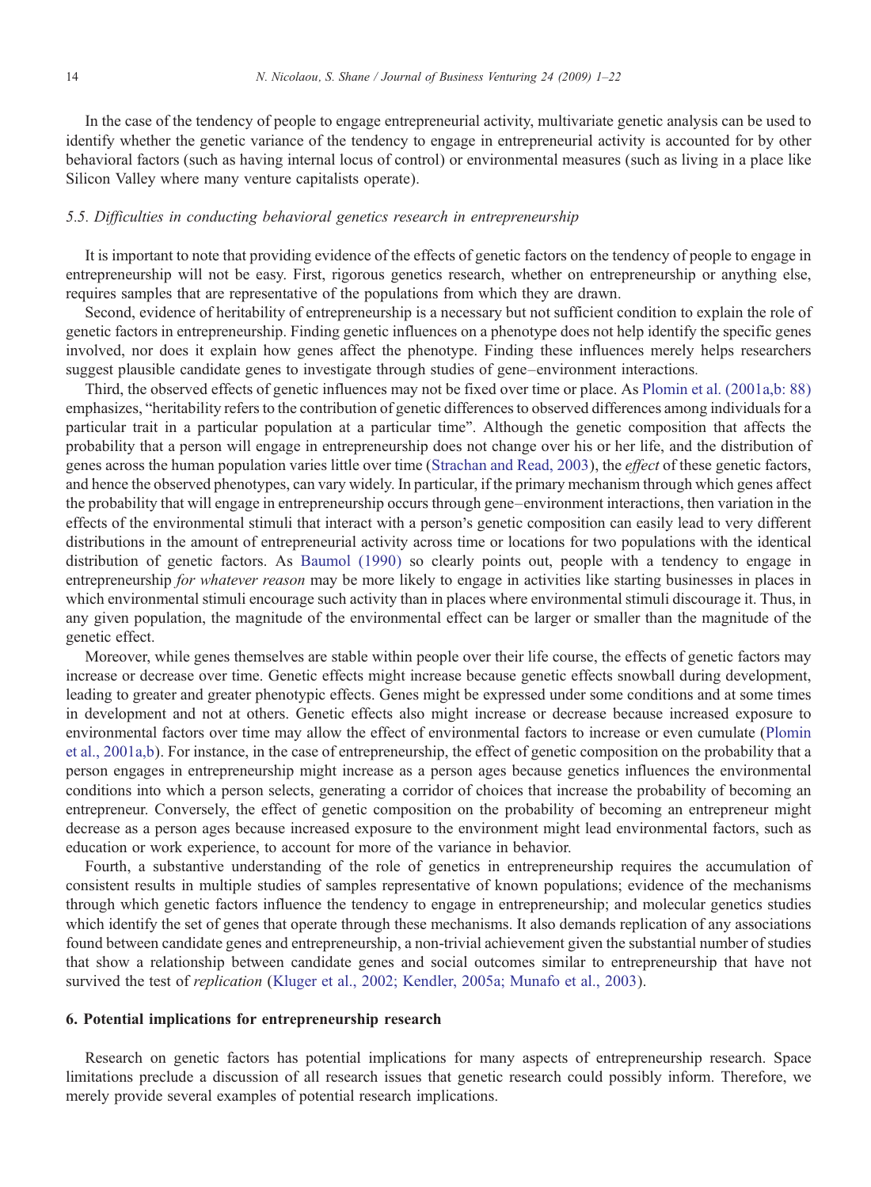In the case of the tendency of people to engage entrepreneurial activity, multivariate genetic analysis can be used to identify whether the genetic variance of the tendency to engage in entrepreneurial activity is accounted for by other behavioral factors (such as having internal locus of control) or environmental measures (such as living in a place like Silicon Valley where many venture capitalists operate).

### *5.5. Difficulties in conducting behavioral genetics research in entrepreneurship*

It is important to note that providing evidence of the effects of genetic factors on the tendency of people to engage in entrepreneurship will not be easy. First, rigorous genetics research, whether on entrepreneurship or anything else, requires samples that are representative of the populations from which they are drawn.

Second, evidence of heritability of entrepreneurship is a necessary but not sufficient condition to explain the role of genetic factors in entrepreneurship. Finding genetic influences on a phenotype does not help identify the specific genes involved, nor does it explain how genes affect the phenotype. Finding these influences merely helps researchers suggest plausible candidate genes to investigate through studies of gene–environment interactions.

Third, the observed effects of genetic influences may not be fixed over time or place. As Plomin et al. (2001a,b: 88) emphasizes, "heritability refers to the contribution of genetic differences to observed differences among individuals for a particular trait in a particular population at a particular time". Although the genetic composition that affects the probability that a person will engage in entrepreneurship does not change over his or her life, and the distribution of genes across the human population varies little over time (Strachan and Read, 2003), the *effect* of these genetic factors, and hence the observed phenotypes, can vary widely. In particular, if the primary mechanism through which genes affect the probability that will engage in entrepreneurship occurs through gene–environment interactions, then variation in the effects of the environmental stimuli that interact with a person's genetic composition can easily lead to very different distributions in the amount of entrepreneurial activity across time or locations for two populations with the identical distribution of genetic factors. As Baumol (1990) so clearly points out, people with a tendency to engage in entrepreneurship *for whatever reason* may be more likely to engage in activities like starting businesses in places in which environmental stimuli encourage such activity than in places where environmental stimuli discourage it. Thus, in any given population, the magnitude of the environmental effect can be larger or smaller than the magnitude of the genetic effect.

Moreover, while genes themselves are stable within people over their life course, the effects of genetic factors may increase or decrease over time. Genetic effects might increase because genetic effects snowball during development, leading to greater and greater phenotypic effects. Genes might be expressed under some conditions and at some times in development and not at others. Genetic effects also might increase or decrease because increased exposure to environmental factors over time may allow the effect of environmental factors to increase or even cumulate (Plomin et al., 2001a,b). For instance, in the case of entrepreneurship, the effect of genetic composition on the probability that a person engages in entrepreneurship might increase as a person ages because genetics influences the environmental conditions into which a person selects, generating a corridor of choices that increase the probability of becoming an entrepreneur. Conversely, the effect of genetic composition on the probability of becoming an entrepreneur might decrease as a person ages because increased exposure to the environment might lead environmental factors, such as education or work experience, to account for more of the variance in behavior.

Fourth, a substantive understanding of the role of genetics in entrepreneurship requires the accumulation of consistent results in multiple studies of samples representative of known populations; evidence of the mechanisms through which genetic factors influence the tendency to engage in entrepreneurship; and molecular genetics studies which identify the set of genes that operate through these mechanisms. It also demands replication of any associations found between candidate genes and entrepreneurship, a non-trivial achievement given the substantial number of studies that show a relationship between candidate genes and social outcomes similar to entrepreneurship that have not survived the test of *replication* (Kluger et al., 2002; Kendler, 2005a; Munafo et al., 2003).

## 6. Potential implications for entrepreneurship research

Research on genetic factors has potential implications for many aspects of entrepreneurship research. Space limitations preclude a discussion of all research issues that genetic research could possibly inform. Therefore, we merely provide several examples of potential research implications.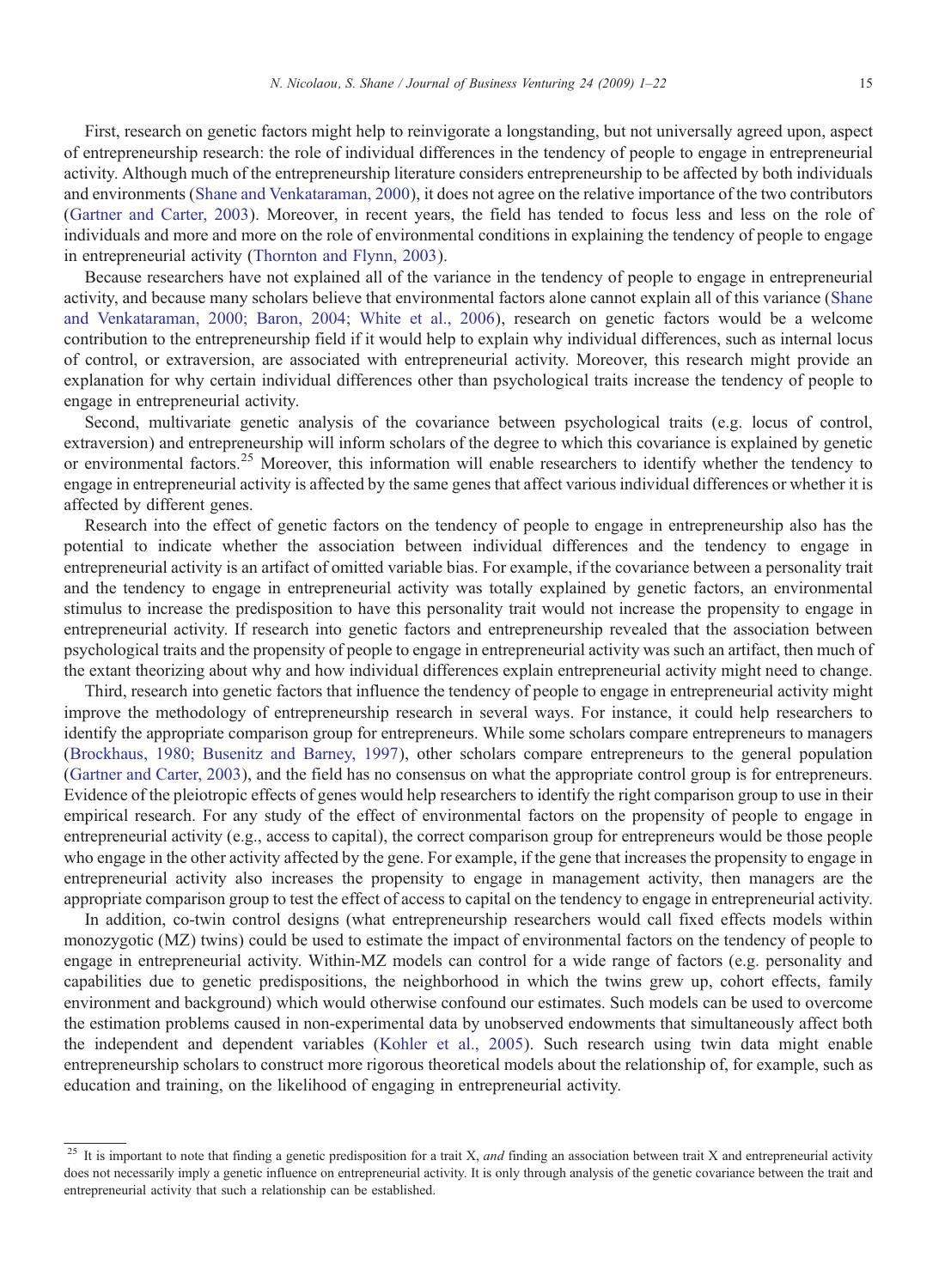First, research on genetic factors might help to reinvigorate a longstanding, but not universally agreed upon, aspect of entrepreneurship research: the role of individual differences in the tendency of people to engage in entrepreneurial activity. Although much of the entrepreneurship literature considers entrepreneurship to be affected by both individuals and environments (Shane and Venkataraman, 2000), it does not agree on the relative importance of the two contributors (Gartner and Carter, 2003). Moreover, in recent years, the field has tended to focus less and less on the role of individuals and more and more on the role of environmental conditions in explaining the tendency of people to engage in entrepreneurial activity (Thornton and Flynn, 2003).

Because researchers have not explained all of the variance in the tendency of people to engage in entrepreneurial activity, and because many scholars believe that environmental factors alone cannot explain all of this variance (Shane and Venkataraman, 2000; Baron, 2004; White et al., 2006), research on genetic factors would be a welcome contribution to the entrepreneurship field if it would help to explain why individual differences, such as internal locus of control, or extraversion, are associated with entrepreneurial activity. Moreover, this research might provide an explanation for why certain individual differences other than psychological traits increase the tendency of people to engage in entrepreneurial activity.

Second, multivariate genetic analysis of the covariance between psychological traits (e.g. locus of control, extraversion) and entrepreneurship will inform scholars of the degree to which this covariance is explained by genetic or environmental factors.[25] Moreover, this information will enable researchers to identify whether the tendency to engage in entrepreneurial activity is affected by the same genes that affect various individual differences or whether it is affected by different genes.

Research into the effect of genetic factors on the tendency of people to engage in entrepreneurship also has the potential to indicate whether the association between individual differences and the tendency to engage in entrepreneurial activity is an artifact of omitted variable bias. For example, if the covariance between a personality trait and the tendency to engage in entrepreneurial activity was totally explained by genetic factors, an environmental stimulus to increase the predisposition to have this personality trait would not increase the propensity to engage in entrepreneurial activity. If research into genetic factors and entrepreneurship revealed that the association between psychological traits and the propensity of people to engage in entrepreneurial activity was such an artifact, then much of the extant theorizing about why and how individual differences explain entrepreneurial activity might need to change.

Third, research into genetic factors that influence the tendency of people to engage in entrepreneurial activity might improve the methodology of entrepreneurship research in several ways. For instance, it could help researchers to identify the appropriate comparison group for entrepreneurs. While some scholars compare entrepreneurs to managers (Brockhaus, 1980; Busenitz and Barney, 1997), other scholars compare entrepreneurs to the general population (Gartner and Carter, 2003), and the field has no consensus on what the appropriate control group is for entrepreneurs. Evidence of the pleiotropic effects of genes would help researchers to identify the right comparison group to use in their empirical research. For any study of the effect of environmental factors on the propensity of people to engage in entrepreneurial activity (e.g., access to capital), the correct comparison group for entrepreneurs would be those people who engage in the other activity affected by the gene. For example, if the gene that increases the propensity to engage in entrepreneurial activity also increases the propensity to engage in management activity, then managers are the appropriate comparison group to test the effect of access to capital on the tendency to engage in entrepreneurial activity.

In addition, co-twin control designs (what entrepreneurship researchers would call fixed effects models within monozygotic (MZ) twins) could be used to estimate the impact of environmental factors on the tendency of people to engage in entrepreneurial activity. Within-MZ models can control for a wide range of factors (e.g. personality and capabilities due to genetic predispositions, the neighborhood in which the twins grew up, cohort effects, family environment and background) which would otherwise confound our estimates. Such models can be used to overcome the estimation problems caused in non-experimental data by unobserved endowments that simultaneously affect both the independent and dependent variables (Kohler et al., 2005). Such research using twin data might enable entrepreneurship scholars to construct more rigorous theoretical models about the relationship of, for example, such as education and training, on the likelihood of engaging in entrepreneurial activity.

---

[25] It is important to note that finding a genetic predisposition for a trait X, *and* finding an association between trait X and entrepreneurial activity does not necessarily imply a genetic influence on entrepreneurial activity. It is only through analysis of the genetic covariance between the trait and entrepreneurial activity that such a relationship can be established.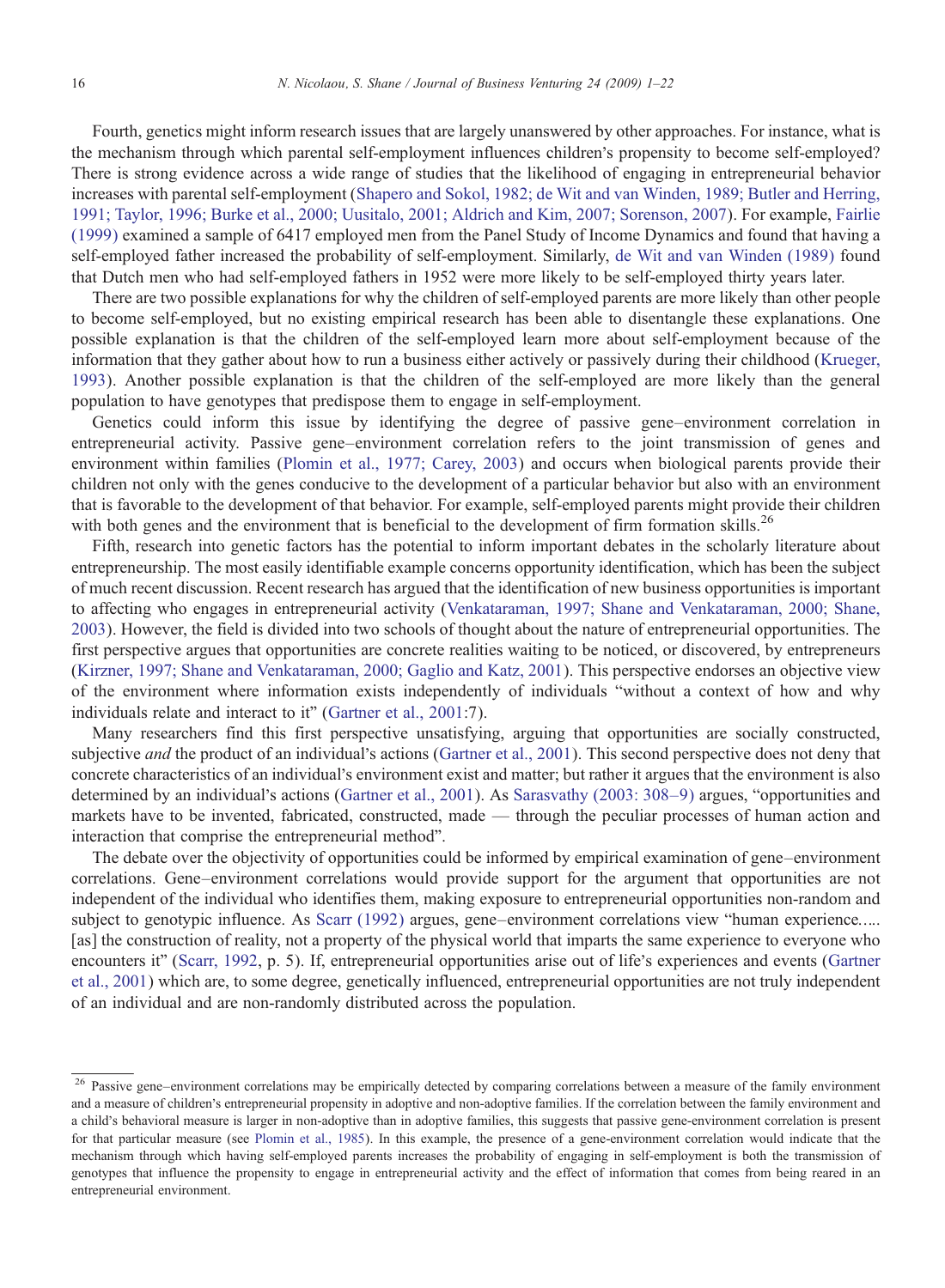Fourth, genetics might inform research issues that are largely unanswered by other approaches. For instance, what is the mechanism through which parental self-employment influences children's propensity to become self-employed? There is strong evidence across a wide range of studies that the likelihood of engaging in entrepreneurial behavior increases with parental self-employment (Shapero and Sokol, 1982; de Wit and van Winden, 1989; Butler and Herring, 1991; Taylor, 1996; Burke et al., 2000; Uusitalo, 2001; Aldrich and Kim, 2007; Sorenson, 2007). For example, Fairlie (1999) examined a sample of 6417 employed men from the Panel Study of Income Dynamics and found that having a self-employed father increased the probability of self-employment. Similarly, de Wit and van Winden (1989) found that Dutch men who had self-employed fathers in 1952 were more likely to be self-employed thirty years later.

There are two possible explanations for why the children of self-employed parents are more likely than other people to become self-employed, but no existing empirical research has been able to disentangle these explanations. One possible explanation is that the children of the self-employed learn more about self-employment because of the information that they gather about how to run a business either actively or passively during their childhood (Krueger, 1993). Another possible explanation is that the children of the self-employed are more likely than the general population to have genotypes that predispose them to engage in self-employment.

Genetics could inform this issue by identifying the degree of passive gene–environment correlation in entrepreneurial activity. Passive gene–environment correlation refers to the joint transmission of genes and environment within families (Plomin et al., 1977; Carey, 2003) and occurs when biological parents provide their children not only with the genes conducive to the development of a particular behavior but also with an environment that is favorable to the development of that behavior. For example, self-employed parents might provide their children with both genes and the environment that is beneficial to the development of firm formation skills.[26]

Fifth, research into genetic factors has the potential to inform important debates in the scholarly literature about entrepreneurship. The most easily identifiable example concerns opportunity identification, which has been the subject of much recent discussion. Recent research has argued that the identification of new business opportunities is important to affecting who engages in entrepreneurial activity (Venkataraman, 1997; Shane and Venkataraman, 2000; Shane, 2003). However, the field is divided into two schools of thought about the nature of entrepreneurial opportunities. The first perspective argues that opportunities are concrete realities waiting to be noticed, or discovered, by entrepreneurs (Kirzner, 1997; Shane and Venkataraman, 2000; Gaglio and Katz, 2001). This perspective endorses an objective view of the environment where information exists independently of individuals "without a context of how and why individuals relate and interact to it" (Gartner et al., 2001:7).

Many researchers find this first perspective unsatisfying, arguing that opportunities are socially constructed, subjective *and* the product of an individual's actions (Gartner et al., 2001). This second perspective does not deny that concrete characteristics of an individual's environment exist and matter; but rather it argues that the environment is also determined by an individual's actions (Gartner et al., 2001). As Sarasvathy (2003: 308–9) argues, "opportunities and markets have to be invented, fabricated, constructed, made — through the peculiar processes of human action and interaction that comprise the entrepreneurial method".

The debate over the objectivity of opportunities could be informed by empirical examination of gene–environment correlations. Gene–environment correlations would provide support for the argument that opportunities are not independent of the individual who identifies them, making exposure to entrepreneurial opportunities non-random and subject to genotypic influence. As Scarr (1992) argues, gene–environment correlations view "human experience..... [as] the construction of reality, not a property of the physical world that imparts the same experience to everyone who encounters it" (Scarr, 1992, p. 5). If, entrepreneurial opportunities arise out of life's experiences and events (Gartner et al., 2001) which are, to some degree, genetically influenced, entrepreneurial opportunities are not truly independent of an individual and are non-randomly distributed across the population.

---

[26] Passive gene–environment correlations may be empirically detected by comparing correlations between a measure of the family environment and a measure of children's entrepreneurial propensity in adoptive and non-adoptive families. If the correlation between the family environment and a child's behavioral measure is larger in non-adoptive than in adoptive families, this suggests that passive gene-environment correlation is present for that particular measure (see Plomin et al., 1985). In this example, the presence of a gene-environment correlation would indicate that the mechanism through which having self-employed parents increases the probability of engaging in self-employment is both the transmission of genotypes that influence the propensity to engage in entrepreneurial activity and the effect of information that comes from being reared in an entrepreneurial environment.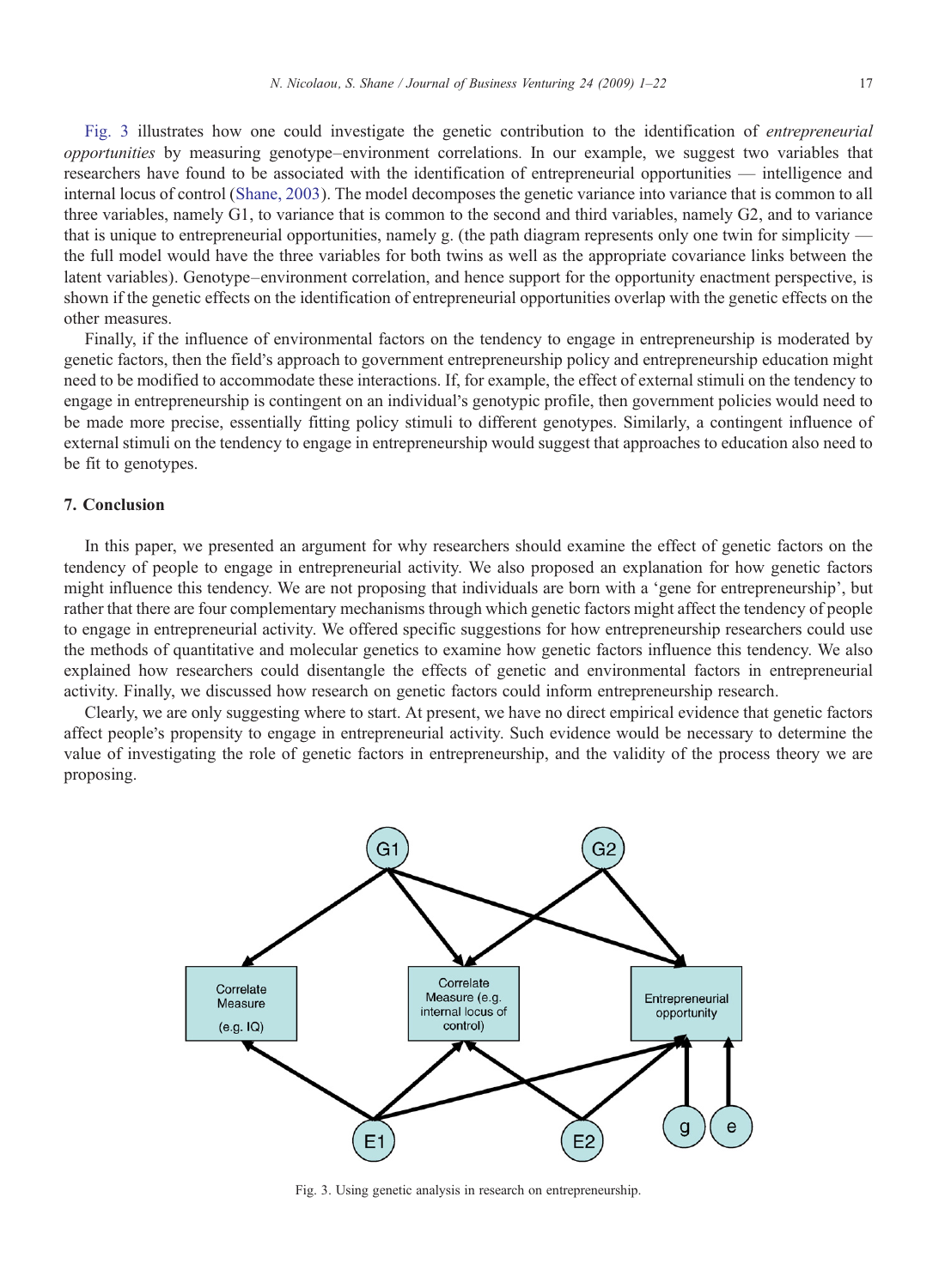Fig. 3 illustrates how one could investigate the genetic contribution to the identification of *entrepreneurial opportunities* by measuring genotype–environment correlations. In our example, we suggest two variables that researchers have found to be associated with the identification of entrepreneurial opportunities — intelligence and internal locus of control (Shane, 2003). The model decomposes the genetic variance into variance that is common to all three variables, namely G1, to variance that is common to the second and third variables, namely G2, and to variance that is unique to entrepreneurial opportunities, namely g. (the path diagram represents only one twin for simplicity — the full model would have the three variables for both twins as well as the appropriate covariance links between the latent variables). Genotype–environment correlation, and hence support for the opportunity enactment perspective, is shown if the genetic effects on the identification of entrepreneurial opportunities overlap with the genetic effects on the other measures.

Finally, if the influence of environmental factors on the tendency to engage in entrepreneurship is moderated by genetic factors, then the field's approach to government entrepreneurship policy and entrepreneurship education might need to be modified to accommodate these interactions. If, for example, the effect of external stimuli on the tendency to engage in entrepreneurship is contingent on an individual's genotypic profile, then government policies would need to be made more precise, essentially fitting policy stimuli to different genotypes. Similarly, a contingent influence of external stimuli on the tendency to engage in entrepreneurship would suggest that approaches to education also need to be fit to genotypes.

## 7. Conclusion

In this paper, we presented an argument for why researchers should examine the effect of genetic factors on the tendency of people to engage in entrepreneurial activity. We also proposed an explanation for how genetic factors might influence this tendency. We are not proposing that individuals are born with a 'gene for entrepreneurship', but rather that there are four complementary mechanisms through which genetic factors might affect the tendency of people to engage in entrepreneurial activity. We offered specific suggestions for how entrepreneurship researchers could use the methods of quantitative and molecular genetics to examine how genetic factors influence this tendency. We also explained how researchers could disentangle the effects of genetic and environmental factors in entrepreneurial activity. Finally, we discussed how research on genetic factors could inform entrepreneurship research.

Clearly, we are only suggesting where to start. At present, we have no direct empirical evidence that genetic factors affect people's propensity to engage in entrepreneurial activity. Such evidence would be necessary to determine the value of investigating the role of genetic factors in entrepreneurship, and the validity of the process theory we are proposing.

Fig. 3. Using genetic analysis in research on entrepreneurship.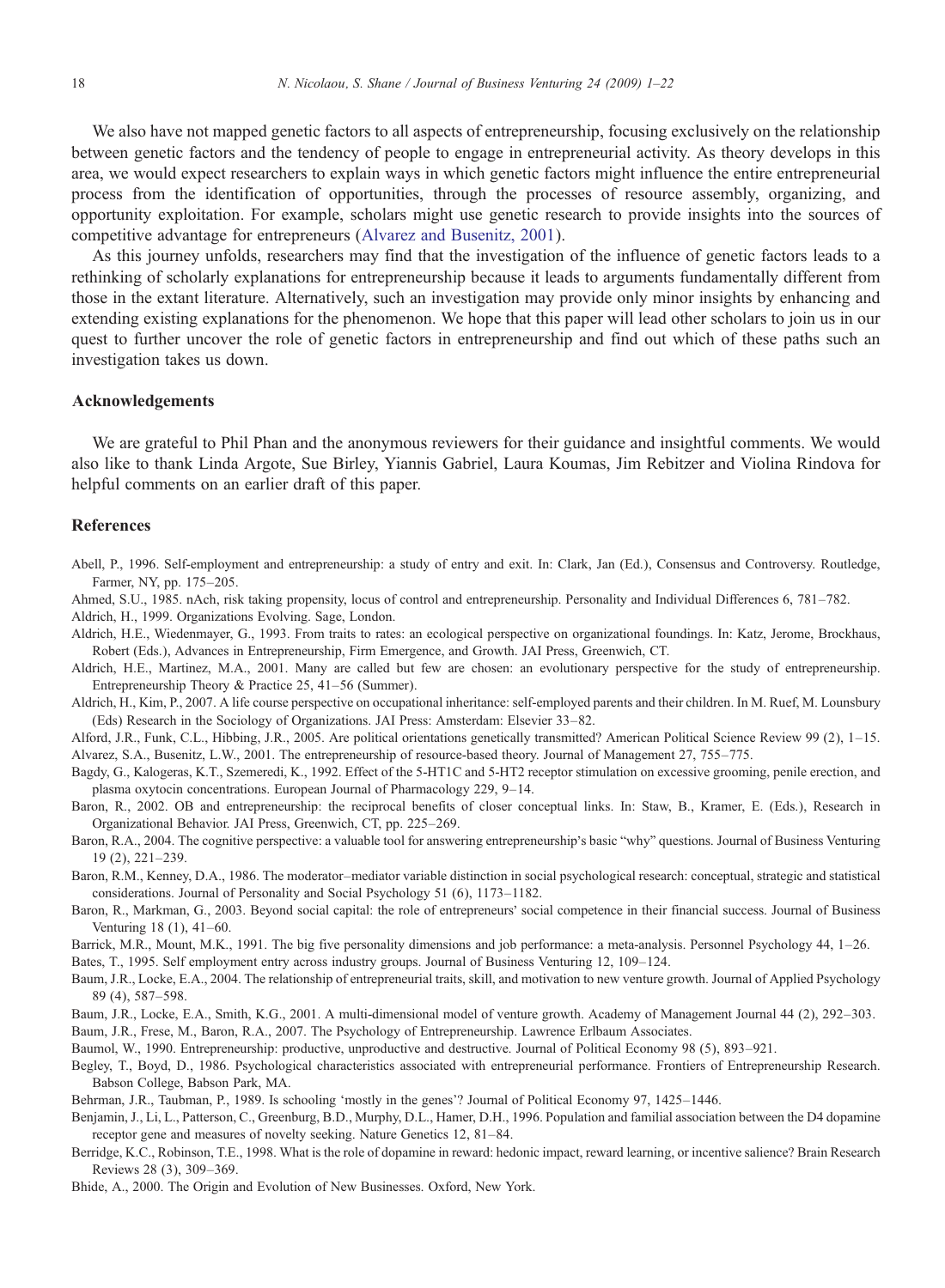We also have not mapped genetic factors to all aspects of entrepreneurship, focusing exclusively on the relationship between genetic factors and the tendency of people to engage in entrepreneurial activity. As theory develops in this area, we would expect researchers to explain ways in which genetic factors might influence the entire entrepreneurial process from the identification of opportunities, through the processes of resource assembly, organizing, and opportunity exploitation. For example, scholars might use genetic research to provide insights into the sources of competitive advantage for entrepreneurs (Alvarez and Busenitz, 2001).

As this journey unfolds, researchers may find that the investigation of the influence of genetic factors leads to a rethinking of scholarly explanations for entrepreneurship because it leads to arguments fundamentally different from those in the extant literature. Alternatively, such an investigation may provide only minor insights by enhancing and extending existing explanations for the phenomenon. We hope that this paper will lead other scholars to join us in our quest to further uncover the role of genetic factors in entrepreneurship and find out which of these paths such an investigation takes us down.

## Acknowledgements

We are grateful to Phil Phan and the anonymous reviewers for their guidance and insightful comments. We would also like to thank Linda Argote, Sue Birley, Yiannis Gabriel, Laura Koumas, Jim Rebitzer and Violina Rindova for helpful comments on an earlier draft of this paper.

## References

Abell, P., 1996. Self-employment and entrepreneurship: a study of entry and exit. In: Clark, Jan (Ed.), Consensus and Controversy. Routledge, Farmer, NY, pp. 175–205.

Ahmed, S.U., 1985. nAch, risk taking propensity, locus of control and entrepreneurship. Personality and Individual Differences 6, 781–782.

Aldrich, H., 1999. Organizations Evolving. Sage, London.

Aldrich, H.E., Wiedenmayer, G., 1993. From traits to rates: an ecological perspective on organizational foundings. In: Katz, Jerome, Brockhaus, Robert (Eds.), Advances in Entrepreneurship, Firm Emergence, and Growth. JAI Press, Greenwich, CT.

Aldrich, H.E., Martinez, M.A., 2001. Many are called but few are chosen: an evolutionary perspective for the study of entrepreneurship. Entrepreneurship Theory & Practice 25, 41–56 (Summer).

Aldrich, H., Kim, P., 2007. A life course perspective on occupational inheritance: self-employed parents and their children. In M. Ruef, M. Lounsbury (Eds) Research in the Sociology of Organizations. JAI Press: Amsterdam: Elsevier 33–82.

Alford, J.R., Funk, C.L., Hibbing, J.R., 2005. Are political orientations genetically transmitted? American Political Science Review 99 (2), 1–15.

Alvarez, S.A., Busenitz, L.W., 2001. The entrepreneurship of resource-based theory. Journal of Management 27, 755–775.

Bagdy, G., Kalogeras, K.T., Szemeredi, K., 1992. Effect of the 5-HT1C and 5-HT2 receptor stimulation on excessive grooming, penile erection, and plasma oxytocin concentrations. European Journal of Pharmacology 229, 9–14.

Baron, R., 2002. OB and entrepreneurship: the reciprocal benefits of closer conceptual links. In: Staw, B., Kramer, E. (Eds.), Research in Organizational Behavior. JAI Press, Greenwich, CT, pp. 225–269.

Baron, R.A., 2004. The cognitive perspective: a valuable tool for answering entrepreneurship's basic "why" questions. Journal of Business Venturing 19 (2), 221–239.

Baron, R.M., Kenney, D.A., 1986. The moderator–mediator variable distinction in social psychological research: conceptual, strategic and statistical considerations. Journal of Personality and Social Psychology 51 (6), 1173–1182.

Baron, R., Markman, G., 2003. Beyond social capital: the role of entrepreneurs' social competence in their financial success. Journal of Business Venturing 18 (1), 41–60.

Barrick, M.R., Mount, M.K., 1991. The big five personality dimensions and job performance: a meta-analysis. Personnel Psychology 44, 1–26.

Bates, T., 1995. Self employment entry across industry groups. Journal of Business Venturing 12, 109–124.

Baum, J.R., Locke, E.A., 2004. The relationship of entrepreneurial traits, skill, and motivation to new venture growth. Journal of Applied Psychology 89 (4), 587–598.

Baum, J.R., Locke, E.A., Smith, K.G., 2001. A multi-dimensional model of venture growth. Academy of Management Journal 44 (2), 292–303.

Baum, J.R., Frese, M., Baron, R.A., 2007. The Psychology of Entrepreneurship. Lawrence Erlbaum Associates.

Baumol, W., 1990. Entrepreneurship: productive, unproductive and destructive. Journal of Political Economy 98 (5), 893–921.

Begley, T., Boyd, D., 1986. Psychological characteristics associated with entrepreneurial performance. Frontiers of Entrepreneurship Research. Babson College, Babson Park, MA.

Behrman, J.R., Taubman, P., 1989. Is schooling 'mostly in the genes'? Journal of Political Economy 97, 1425–1446.

Benjamin, J., Li, L., Patterson, C., Greenburg, B.D., Murphy, D.L., Hamer, D.H., 1996. Population and familial association between the D4 dopamine receptor gene and measures of novelty seeking. Nature Genetics 12, 81–84.

Berridge, K.C., Robinson, T.E., 1998. What is the role of dopamine in reward: hedonic impact, reward learning, or incentive salience? Brain Research Reviews 28 (3), 309–369.

Bhide, A., 2000. The Origin and Evolution of New Businesses. Oxford, New York.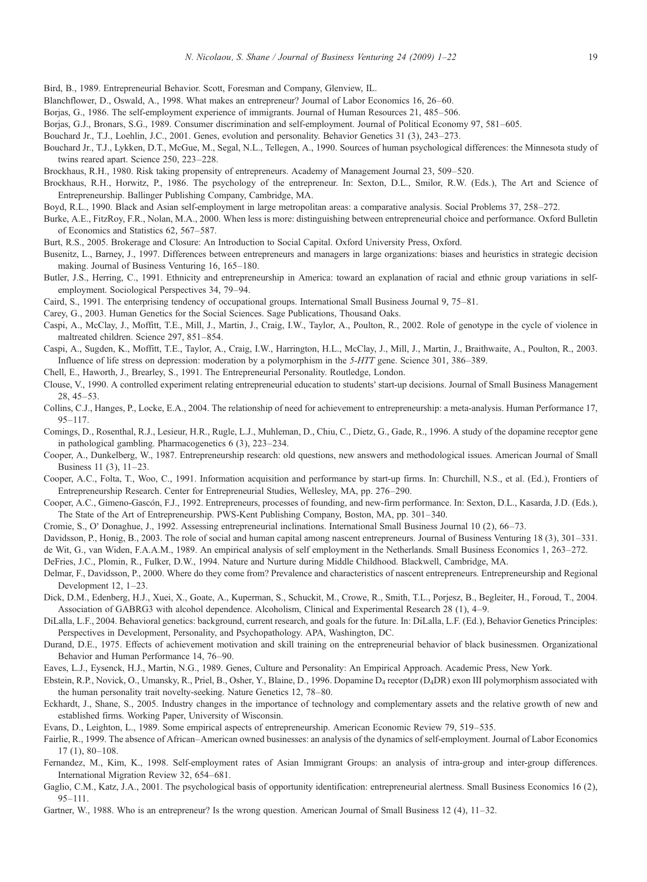Bird, B., 1989. Entrepreneurial Behavior. Scott, Foresman and Company, Glenview, IL.

Blanchflower, D., Oswald, A., 1998. What makes an entrepreneur? Journal of Labor Economics 16, 26–60.

Borjas, G., 1986. The self-employment experience of immigrants. Journal of Human Resources 21, 485–506.

Borjas, G.J., Bronars, S.G., 1989. Consumer discrimination and self-employment. Journal of Political Economy 97, 581–605.

Bouchard Jr., T.J., Loehlin, J.C., 2001. Genes, evolution and personality. Behavior Genetics 31 (3), 243–273.

Bouchard Jr., T.J., Lykken, D.T., McGue, M., Segal, N.L., Tellegen, A., 1990. Sources of human psychological differences: the Minnesota study of twins reared apart. Science 250, 223–228.

Brockhaus, R.H., 1980. Risk taking propensity of entrepreneurs. Academy of Management Journal 23, 509–520.

Brockhaus, R.H., Horwitz, P., 1986. The psychology of the entrepreneur. In: Sexton, D.L., Smilor, R.W. (Eds.), The Art and Science of Entrepreneurship. Ballinger Publishing Company, Cambridge, MA.

Boyd, R.L., 1990. Black and Asian self-employment in large metropolitan areas: a comparative analysis. Social Problems 37, 258–272.

Burke, A.E., FitzRoy, F.R., Nolan, M.A., 2000. When less is more: distinguishing between entrepreneurial choice and performance. Oxford Bulletin of Economics and Statistics 62, 567–587.

Burt, R.S., 2005. Brokerage and Closure: An Introduction to Social Capital. Oxford University Press, Oxford.

Busenitz, L., Barney, J., 1997. Differences between entrepreneurs and managers in large organizations: biases and heuristics in strategic decision making. Journal of Business Venturing 16, 165–180.

Butler, J.S., Herring, C., 1991. Ethnicity and entrepreneurship in America: toward an explanation of racial and ethnic group variations in self-employment. Sociological Perspectives 34, 79–94.

Caird, S., 1991. The enterprising tendency of occupational groups. International Small Business Journal 9, 75–81.

Carey, G., 2003. Human Genetics for the Social Sciences. Sage Publications, Thousand Oaks.

Caspi, A., McClay, J., Moffitt, T.E., Mill, J., Martin, J., Craig, I.W., Taylor, A., Poulton, R., 2002. Role of genotype in the cycle of violence in maltreated children. Science 297, 851–854.

Caspi, A., Sugden, K., Moffitt, T.E., Taylor, A., Craig, I.W., Harrington, H.L., McClay, J., Mill, J., Martin, J., Braithwaite, A., Poulton, R., 2003. Influence of life stress on depression: moderation by a polymorphism in the *5-HTT* gene. Science 301, 386–389.

Chell, E., Haworth, J., Brearley, S., 1991. The Entrepreneurial Personality. Routledge, London.

Clouse, V., 1990. A controlled experiment relating entrepreneurial education to students' start-up decisions. Journal of Small Business Management 28, 45–53.

Collins, C.J., Hanges, P., Locke, E.A., 2004. The relationship of need for achievement to entrepreneurship: a meta-analysis. Human Performance 17, 95–117.

Comings, D., Rosenthal, R.J., Lesieur, H.R., Rugle, L.J., Muhleman, D., Chiu, C., Dietz, G., Gade, R., 1996. A study of the dopamine receptor gene in pathological gambling. Pharmacogenetics 6 (3), 223–234.

Cooper, A., Dunkelberg, W., 1987. Entrepreneurship research: old questions, new answers and methodological issues. American Journal of Small Business 11 (3), 11–23.

Cooper, A.C., Folta, T., Woo, C., 1991. Information acquisition and performance by start-up firms. In: Churchill, N.S., et al. (Ed.), Frontiers of Entrepreneurship Research. Center for Entrepreneurial Studies, Wellesley, MA, pp. 276–290.

Cooper, A.C., Gimeno-Gascón, F.J., 1992. Entrepreneurs, processes of founding, and new-firm performance. In: Sexton, D.L., Kasarda, J.D. (Eds.), The State of the Art of Entrepreneurship. PWS-Kent Publishing Company, Boston, MA, pp. 301–340.

Cromie, S., O' Donaghue, J., 1992. Assessing entrepreneurial inclinations. International Small Business Journal 10 (2), 66–73.

Davidsson, P., Honig, B., 2003. The role of social and human capital among nascent entrepreneurs. Journal of Business Venturing 18 (3), 301–331.

de Wit, G., van Widen, F.A.A.M., 1989. An empirical analysis of self employment in the Netherlands. Small Business Economics 1, 263–272.

DeFries, J.C., Plomin, R., Fulker, D.W., 1994. Nature and Nurture during Middle Childhood. Blackwell, Cambridge, MA.

Delmar, F., Davidsson, P., 2000. Where do they come from? Prevalence and characteristics of nascent entrepreneurs. Entrepreneurship and Regional Development 12, 1–23.

Dick, D.M., Edenberg, H.J., Xuei, X., Goate, A., Kuperman, S., Schuckit, M., Crowe, R., Smith, T.L., Porjesz, B., Begleiter, H., Foroud, T., 2004. Association of GABRG3 with alcohol dependence. Alcoholism, Clinical and Experimental Research 28 (1), 4–9.

DiLalla, L.F., 2004. Behavioral genetics: background, current research, and goals for the future. In: DiLalla, L.F. (Ed.), Behavior Genetics Principles: Perspectives in Development, Personality, and Psychopathology. APA, Washington, DC.

Durand, D.E., 1975. Effects of achievement motivation and skill training on the entrepreneurial behavior of black businessmen. Organizational Behavior and Human Performance 14, 76–90.

Eaves, L.J., Eysenck, H.J., Martin, N.G., 1989. Genes, Culture and Personality: An Empirical Approach. Academic Press, New York.

Ebstein, R.P., Novick, O., Umansky, R., Priel, B., Osher, Y., Blaine, D., 1996. Dopamine $D_4$ receptor ($D_4$DR) exon III polymorphism associated with the human personality trait novelty-seeking. Nature Genetics 12, 78–80.

Eckhardt, J., Shane, S., 2005. Industry changes in the importance of technology and complementary assets and the relative growth of new and established firms. Working Paper, University of Wisconsin.

Evans, D., Leighton, L., 1989. Some empirical aspects of entrepreneurship. American Economic Review 79, 519–535.

Fairlie, R., 1999. The absence of African–American owned businesses: an analysis of the dynamics of self-employment. Journal of Labor Economics 17 (1), 80–108.

Fernandez, M., Kim, K., 1998. Self-employment rates of Asian Immigrant Groups: an analysis of intra-group and inter-group differences. International Migration Review 32, 654–681.

Gaglio, C.M., Katz, J.A., 2001. The psychological basis of opportunity identification: entrepreneurial alertness. Small Business Economics 16 (2), 95–111.

Gartner, W., 1988. Who is an entrepreneur? Is the wrong question. American Journal of Small Business 12 (4), 11–32.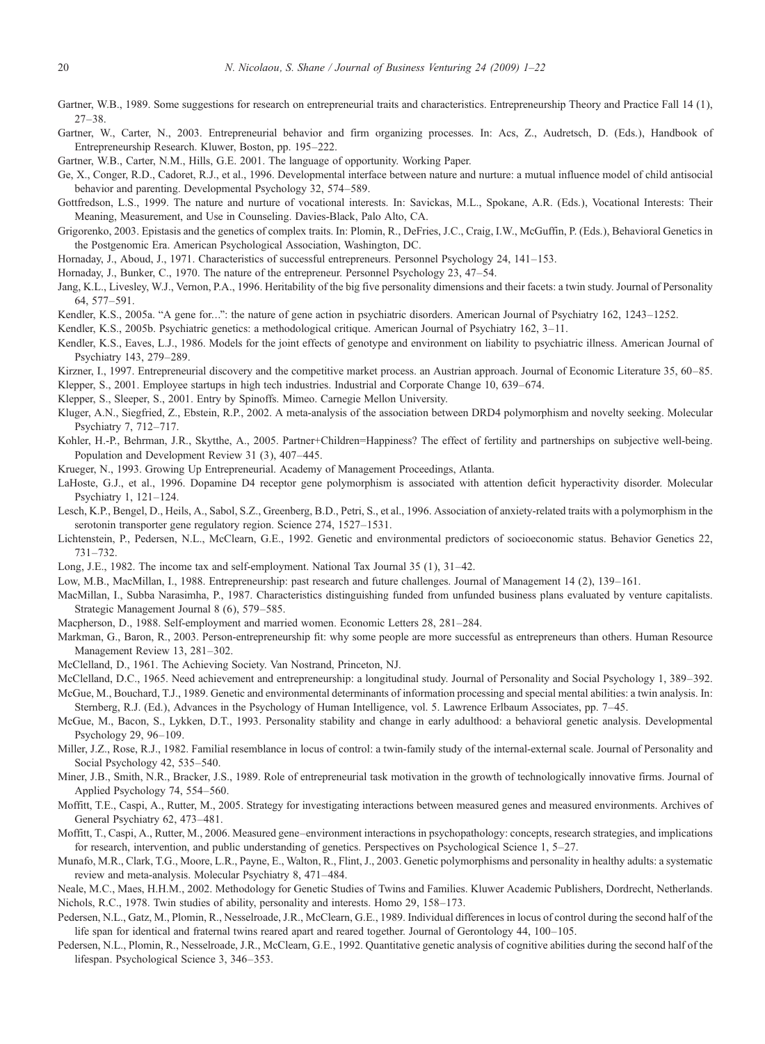Gartner, W.B., 1989. Some suggestions for research on entrepreneurial traits and characteristics. Entrepreneurship Theory and Practice Fall 14 (1), 27–38.

Gartner, W., Carter, N., 2003. Entrepreneurial behavior and firm organizing processes. In: Acs, Z., Audretsch, D. (Eds.), Handbook of Entrepreneurship Research. Kluwer, Boston, pp. 195–222.

Gartner, W.B., Carter, N.M., Hills, G.E. 2001. The language of opportunity. Working Paper.

Ge, X., Conger, R.D., Cadoret, R.J., et al., 1996. Developmental interface between nature and nurture: a mutual influence model of child antisocial behavior and parenting. Developmental Psychology 32, 574–589.

Gottfredson, L.S., 1999. The nature and nurture of vocational interests. In: Savickas, M.L., Spokane, A.R. (Eds.), Vocational Interests: Their Meaning, Measurement, and Use in Counseling. Davies-Black, Palo Alto, CA.

Grigorenko, 2003. Epistasis and the genetics of complex traits. In: Plomin, R., DeFries, J.C., Craig, I.W., McGuffin, P. (Eds.), Behavioral Genetics in the Postgenomic Era. American Psychological Association, Washington, DC.

Hornaday, J., Aboud, J., 1971. Characteristics of successful entrepreneurs. Personnel Psychology 24, 141–153.

Hornaday, J., Bunker, C., 1970. The nature of the entrepreneur. Personnel Psychology 23, 47–54.

Jang, K.L., Livesley, W.J., Vernon, P.A., 1996. Heritability of the big five personality dimensions and their facets: a twin study. Journal of Personality 64, 577–591.

Kendler, K.S., 2005a. "A gene for...": the nature of gene action in psychiatric disorders. American Journal of Psychiatry 162, 1243–1252.

Kendler, K.S., 2005b. Psychiatric genetics: a methodological critique. American Journal of Psychiatry 162, 3–11.

Kendler, K.S., Eaves, L.J., 1986. Models for the joint effects of genotype and environment on liability to psychiatric illness. American Journal of Psychiatry 143, 279–289.

Kirzner, I., 1997. Entrepreneurial discovery and the competitive market process. an Austrian approach. Journal of Economic Literature 35, 60–85.

Klepper, S., 2001. Employee startups in high tech industries. Industrial and Corporate Change 10, 639–674.

Klepper, S., Sleeper, S., 2001. Entry by Spinoffs. Mimeo. Carnegie Mellon University.

Kluger, A.N., Siegfried, Z., Ebstein, R.P., 2002. A meta-analysis of the association between DRD4 polymorphism and novelty seeking. Molecular Psychiatry 7, 712–717.

Kohler, H.-P., Behrman, J.R., Skytthe, A., 2005. Partner+Children=Happiness? The effect of fertility and partnerships on subjective well-being. Population and Development Review 31 (3), 407–445.

Krueger, N., 1993. Growing Up Entrepreneurial. Academy of Management Proceedings, Atlanta.

LaHoste, G.J., et al., 1996. Dopamine D4 receptor gene polymorphism is associated with attention deficit hyperactivity disorder. Molecular Psychiatry 1, 121–124.

Lesch, K.P., Bengel, D., Heils, A., Sabol, S.Z., Greenberg, B.D., Petri, S., et al., 1996. Association of anxiety-related traits with a polymorphism in the serotonin transporter gene regulatory region. Science 274, 1527–1531.

Lichtenstein, P., Pedersen, N.L., McClearn, G.E., 1992. Genetic and environmental predictors of socioeconomic status. Behavior Genetics 22, 731–732.

Long, J.E., 1982. The income tax and self-employment. National Tax Journal 35 (1), 31–42.

Low, M.B., MacMillan, I., 1988. Entrepreneurship: past research and future challenges. Journal of Management 14 (2), 139–161.

MacMillan, I., Subba Narasimha, P., 1987. Characteristics distinguishing funded from unfunded business plans evaluated by venture capitalists. Strategic Management Journal 8 (6), 579–585.

Macpherson, D., 1988. Self-employment and married women. Economic Letters 28, 281–284.

Markman, G., Baron, R., 2003. Person-entrepreneurship fit: why some people are more successful as entrepreneurs than others. Human Resource Management Review 13, 281–302.

McClelland, D., 1961. The Achieving Society. Van Nostrand, Princeton, NJ.

McClelland, D.C., 1965. Need achievement and entrepreneurship: a longitudinal study. Journal of Personality and Social Psychology 1, 389–392.

McGue, M., Bouchard, T.J., 1989. Genetic and environmental determinants of information processing and special mental abilities: a twin analysis. In: Sternberg, R.J. (Ed.), Advances in the Psychology of Human Intelligence, vol. 5. Lawrence Erlbaum Associates, pp. 7–45.

McGue, M., Bacon, S., Lykken, D.T., 1993. Personality stability and change in early adulthood: a behavioral genetic analysis. Developmental Psychology 29, 96–109.

Miller, J.Z., Rose, R.J., 1982. Familial resemblance in locus of control: a twin-family study of the internal-external scale. Journal of Personality and Social Psychology 42, 535–540.

Miner, J.B., Smith, N.R., Bracker, J.S., 1989. Role of entrepreneurial task motivation in the growth of technologically innovative firms. Journal of Applied Psychology 74, 554–560.

Moffitt, T.E., Caspi, A., Rutter, M., 2005. Strategy for investigating interactions between measured genes and measured environments. Archives of General Psychiatry 62, 473–481.

Moffitt, T., Caspi, A., Rutter, M., 2006. Measured gene–environment interactions in psychopathology: concepts, research strategies, and implications for research, intervention, and public understanding of genetics. Perspectives on Psychological Science 1, 5–27.

Munafo, M.R., Clark, T.G., Moore, L.R., Payne, E., Walton, R., Flint, J., 2003. Genetic polymorphisms and personality in healthy adults: a systematic review and meta-analysis. Molecular Psychiatry 8, 471–484.

Neale, M.C., Maes, H.H.M., 2002. Methodology for Genetic Studies of Twins and Families. Kluwer Academic Publishers, Dordrecht, Netherlands.

Nichols, R.C., 1978. Twin studies of ability, personality and interests. Homo 29, 158–173.

Pedersen, N.L., Gatz, M., Plomin, R., Nesselroade, J.R., McClearn, G.E., 1989. Individual differences in locus of control during the second half of the life span for identical and fraternal twins reared apart and reared together. Journal of Gerontology 44, 100–105.

Pedersen, N.L., Plomin, R., Nesselroade, J.R., McClearn, G.E., 1992. Quantitative genetic analysis of cognitive abilities during the second half of the lifespan. Psychological Science 3, 346–353.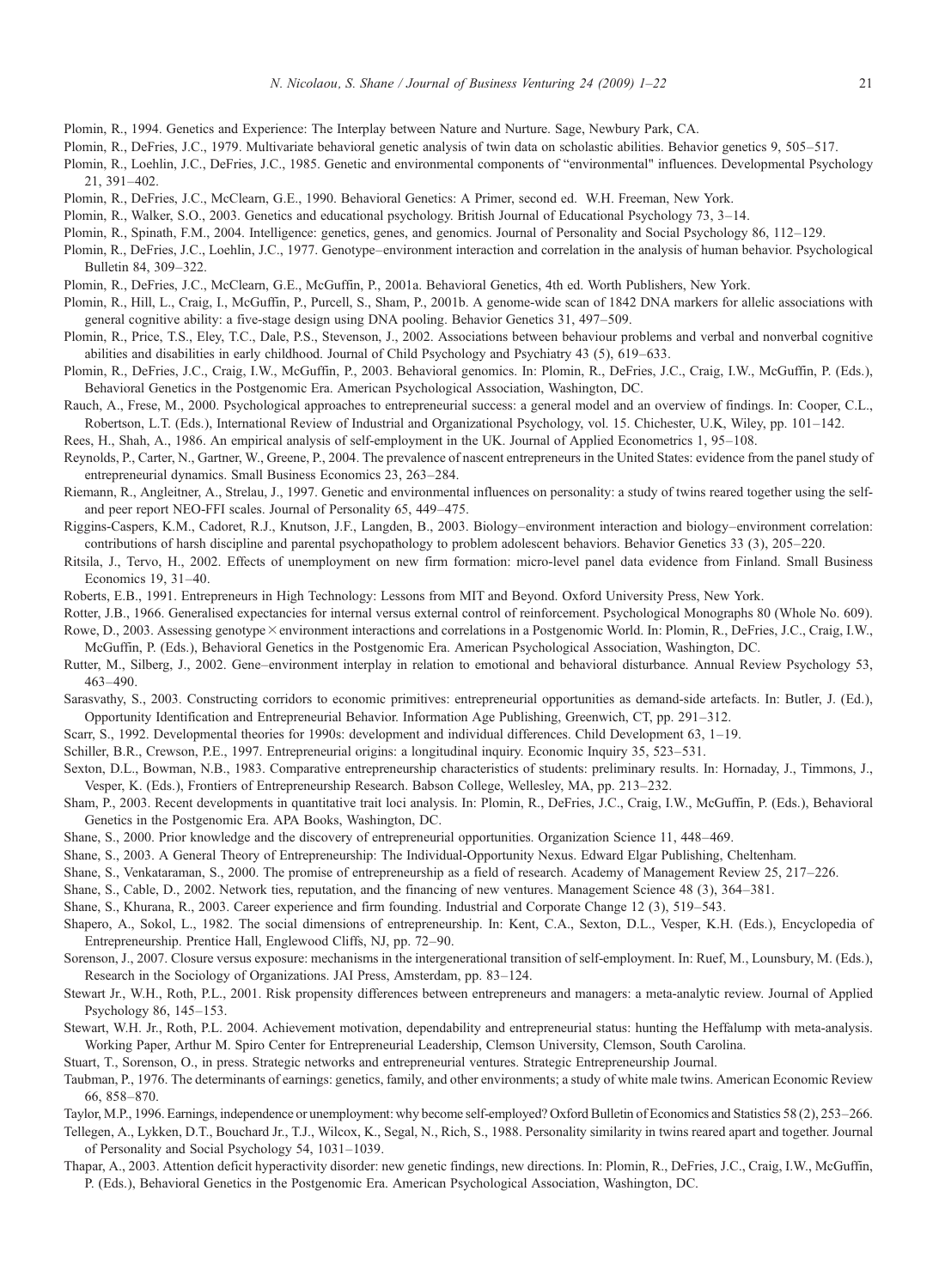Plomin, R., 1994. Genetics and Experience: The Interplay between Nature and Nurture. Sage, Newbury Park, CA.

Plomin, R., DeFries, J.C., 1979. Multivariate behavioral genetic analysis of twin data on scholastic abilities. Behavior genetics 9, 505–517.

Plomin, R., Loehlin, J.C., DeFries, J.C., 1985. Genetic and environmental components of "environmental" influences. Developmental Psychology 21, 391–402.

Plomin, R., DeFries, J.C., McClearn, G.E., 1990. Behavioral Genetics: A Primer, second ed. W.H. Freeman, New York.

Plomin, R., Walker, S.O., 2003. Genetics and educational psychology. British Journal of Educational Psychology 73, 3–14.

Plomin, R., Spinath, F.M., 2004. Intelligence: genetics, genes, and genomics. Journal of Personality and Social Psychology 86, 112–129.

Plomin, R., DeFries, J.C., Loehlin, J.C., 1977. Genotype–environment interaction and correlation in the analysis of human behavior. Psychological Bulletin 84, 309–322.

Plomin, R., DeFries, J.C., McClearn, G.E., McGuffin, P., 2001a. Behavioral Genetics, 4th ed. Worth Publishers, New York.

Plomin, R., Hill, L., Craig, I., McGuffin, P., Purcell, S., Sham, P., 2001b. A genome-wide scan of 1842 DNA markers for allelic associations with general cognitive ability: a five-stage design using DNA pooling. Behavior Genetics 31, 497–509.

Plomin, R., Price, T.S., Eley, T.C., Dale, P.S., Stevenson, J., 2002. Associations between behaviour problems and verbal and nonverbal cognitive abilities and disabilities in early childhood. Journal of Child Psychology and Psychiatry 43 (5), 619–633.

Plomin, R., DeFries, J.C., Craig, I.W., McGuffin, P., 2003. Behavioral genomics. In: Plomin, R., DeFries, J.C., Craig, I.W., McGuffin, P. (Eds.), Behavioral Genetics in the Postgenomic Era. American Psychological Association, Washington, DC.

Rauch, A., Frese, M., 2000. Psychological approaches to entrepreneurial success: a general model and an overview of findings. In: Cooper, C.L., Robertson, L.T. (Eds.), International Review of Industrial and Organizational Psychology, vol. 15. Chichester, U.K, Wiley, pp. 101–142.

Rees, H., Shah, A., 1986. An empirical analysis of self-employment in the UK. Journal of Applied Econometrics 1, 95–108.

Reynolds, P., Carter, N., Gartner, W., Greene, P., 2004. The prevalence of nascent entrepreneurs in the United States: evidence from the panel study of entrepreneurial dynamics. Small Business Economics 23, 263–284.

Riemann, R., Angleitner, A., Strelau, J., 1997. Genetic and environmental influences on personality: a study of twins reared together using the self- and peer report NEO-FFI scales. Journal of Personality 65, 449–475.

Riggins-Caspers, K.M., Cadoret, R.J., Knutson, J.F., Langden, B., 2003. Biology–environment interaction and biology–environment correlation: contributions of harsh discipline and parental psychopathology to problem adolescent behaviors. Behavior Genetics 33 (3), 205–220.

Ritsila, J., Tervo, H., 2002. Effects of unemployment on new firm formation: micro-level panel data evidence from Finland. Small Business Economics 19, 31–40.

Roberts, E.B., 1991. Entrepreneurs in High Technology: Lessons from MIT and Beyond. Oxford University Press, New York.

Rotter, J.B., 1966. Generalised expectancies for internal versus external control of reinforcement. Psychological Monographs 80 (Whole No. 609).

Rowe, D., 2003. Assessing genotype × environment interactions and correlations in a Postgenomic World. In: Plomin, R., DeFries, J.C., Craig, I.W., McGuffin, P. (Eds.), Behavioral Genetics in the Postgenomic Era. American Psychological Association, Washington, DC.

Rutter, M., Silberg, J., 2002. Gene–environment interplay in relation to emotional and behavioral disturbance. Annual Review Psychology 53, 463–490.

Sarasvathy, S., 2003. Constructing corridors to economic primitives: entrepreneurial opportunities as demand-side artefacts. In: Butler, J. (Ed.), Opportunity Identification and Entrepreneurial Behavior. Information Age Publishing, Greenwich, CT, pp. 291–312.

Scarr, S., 1992. Developmental theories for 1990s: development and individual differences. Child Development 63, 1–19.

Schiller, B.R., Crewson, P.E., 1997. Entrepreneurial origins: a longitudinal inquiry. Economic Inquiry 35, 523–531.

Sexton, D.L., Bowman, N.B., 1983. Comparative entrepreneurship characteristics of students: preliminary results. In: Hornaday, J., Timmons, J., Vesper, K. (Eds.), Frontiers of Entrepreneurship Research. Babson College, Wellesley, MA, pp. 213–232.

Sham, P., 2003. Recent developments in quantitative trait loci analysis. In: Plomin, R., DeFries, J.C., Craig, I.W., McGuffin, P. (Eds.), Behavioral Genetics in the Postgenomic Era. APA Books, Washington, DC.

Shane, S., 2000. Prior knowledge and the discovery of entrepreneurial opportunities. Organization Science 11, 448–469.

Shane, S., 2003. A General Theory of Entrepreneurship: The Individual-Opportunity Nexus. Edward Elgar Publishing, Cheltenham.

Shane, S., Venkataraman, S., 2000. The promise of entrepreneurship as a field of research. Academy of Management Review 25, 217–226.

Shane, S., Cable, D., 2002. Network ties, reputation, and the financing of new ventures. Management Science 48 (3), 364–381.

Shane, S., Khurana, R., 2003. Career experience and firm founding. Industrial and Corporate Change 12 (3), 519–543.

Shapero, A., Sokol, L., 1982. The social dimensions of entrepreneurship. In: Kent, C.A., Sexton, D.L., Vesper, K.H. (Eds.), Encyclopedia of Entrepreneurship. Prentice Hall, Englewood Cliffs, NJ, pp. 72–90.

Sorenson, J., 2007. Closure versus exposure: mechanisms in the intergenerational transition of self-employment. In: Ruef, M., Lounsbury, M. (Eds.), Research in the Sociology of Organizations. JAI Press, Amsterdam, pp. 83–124.

Stewart Jr., W.H., Roth, P.L., 2001. Risk propensity differences between entrepreneurs and managers: a meta-analytic review. Journal of Applied Psychology 86, 145–153.

Stewart, W.H. Jr., Roth, P.L. 2004. Achievement motivation, dependability and entrepreneurial status: hunting the Heffalump with meta-analysis. Working Paper, Arthur M. Spiro Center for Entrepreneurial Leadership, Clemson University, Clemson, South Carolina.

Stuart, T., Sorenson, O., in press. Strategic networks and entrepreneurial ventures. Strategic Entrepreneurship Journal.

Taubman, P., 1976. The determinants of earnings: genetics, family, and other environments; a study of white male twins. American Economic Review 66, 858–870.

Taylor, M.P., 1996. Earnings, independence or unemployment: why become self-employed? Oxford Bulletin of Economics and Statistics 58 (2), 253–266.

Tellegen, A., Lykken, D.T., Bouchard Jr., T.J., Wilcox, K., Segal, N., Rich, S., 1988. Personality similarity in twins reared apart and together. Journal of Personality and Social Psychology 54, 1031–1039.

Thapar, A., 2003. Attention deficit hyperactivity disorder: new genetic findings, new directions. In: Plomin, R., DeFries, J.C., Craig, I.W., McGuffin, P. (Eds.), Behavioral Genetics in the Postgenomic Era. American Psychological Association, Washington, DC.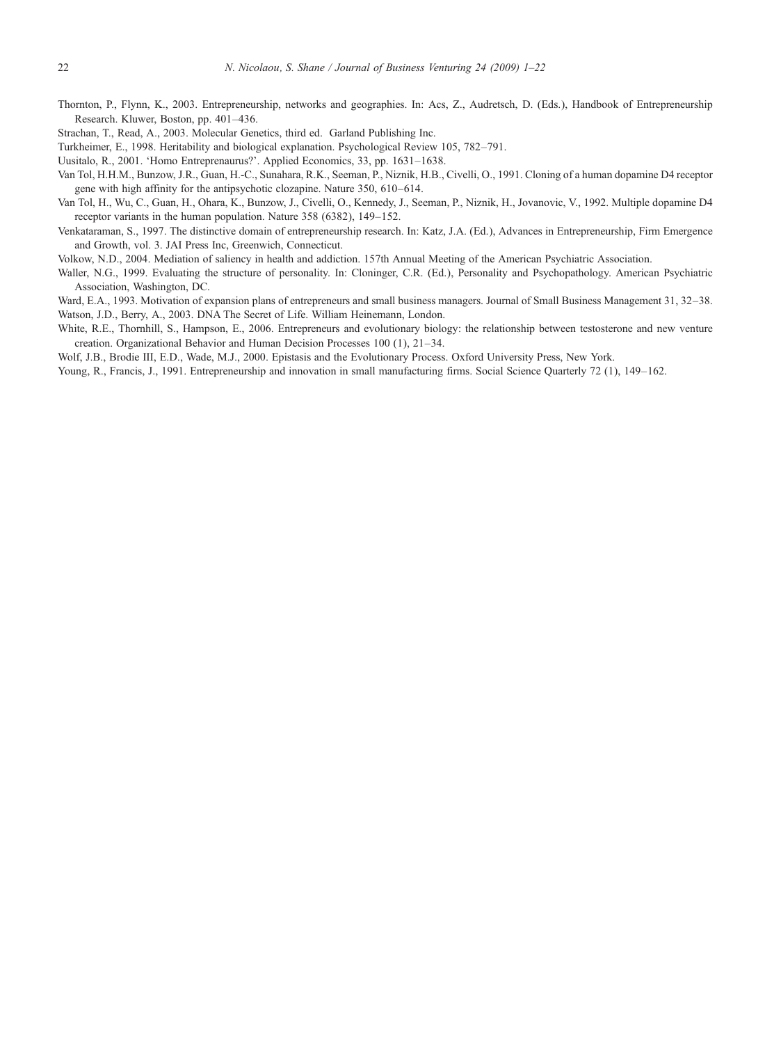Thornton, P., Flynn, K., 2003. Entrepreneurship, networks and geographies. In: Acs, Z., Audretsch, D. (Eds.), Handbook of Entrepreneurship Research. Kluwer, Boston, pp. 401–436.

Strachan, T., Read, A., 2003. Molecular Genetics, third ed. Garland Publishing Inc.

Turkheimer, E., 1998. Heritability and biological explanation. Psychological Review 105, 782–791.

Uusitalo, R., 2001. 'Homo Entreprenaurus?'. Applied Economics, 33, pp. 1631–1638.

Van Tol, H.H.M., Bunzow, J.R., Guan, H.-C., Sunahara, R.K., Seeman, P., Niznik, H.B., Civelli, O., 1991. Cloning of a human dopamine D4 receptor gene with high affinity for the antipsychotic clozapine. Nature 350, 610–614.

Van Tol, H., Wu, C., Guan, H., Ohara, K., Bunzow, J., Civelli, O., Kennedy, J., Seeman, P., Niznik, H., Jovanovic, V., 1992. Multiple dopamine D4 receptor variants in the human population. Nature 358 (6382), 149–152.

Venkataraman, S., 1997. The distinctive domain of entrepreneurship research. In: Katz, J.A. (Ed.), Advances in Entrepreneurship, Firm Emergence and Growth, vol. 3. JAI Press Inc, Greenwich, Connecticut.

Volkow, N.D., 2004. Mediation of saliency in health and addiction. 157th Annual Meeting of the American Psychiatric Association.

Waller, N.G., 1999. Evaluating the structure of personality. In: Cloninger, C.R. (Ed.), Personality and Psychopathology. American Psychiatric Association, Washington, DC.

Ward, E.A., 1993. Motivation of expansion plans of entrepreneurs and small business managers. Journal of Small Business Management 31, 32–38.

Watson, J.D., Berry, A., 2003. DNA The Secret of Life. William Heinemann, London.

White, R.E., Thornhill, S., Hampson, E., 2006. Entrepreneurs and evolutionary biology: the relationship between testosterone and new venture creation. Organizational Behavior and Human Decision Processes 100 (1), 21–34.

Wolf, J.B., Brodie III, E.D., Wade, M.J., 2000. Epistasis and the Evolutionary Process. Oxford University Press, New York.

Young, R., Francis, J., 1991. Entrepreneurship and innovation in small manufacturing firms. Social Science Quarterly 72 (1), 149–162.